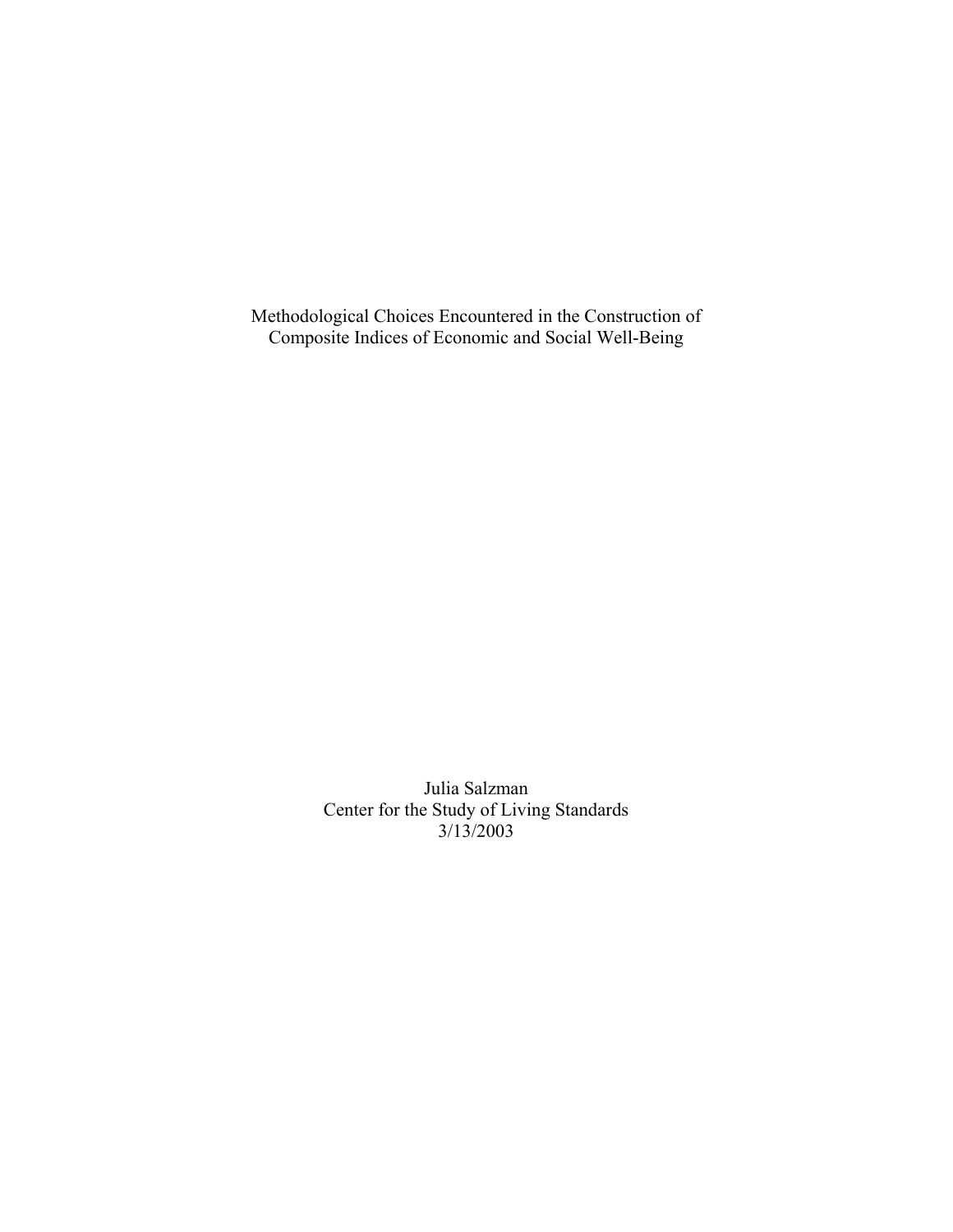# Methodological Choices Encountered in the Construction of Composite Indices of Economic and Social Well-Being

Julia Salzman
Center for the Study of Living Standards
3/13/2003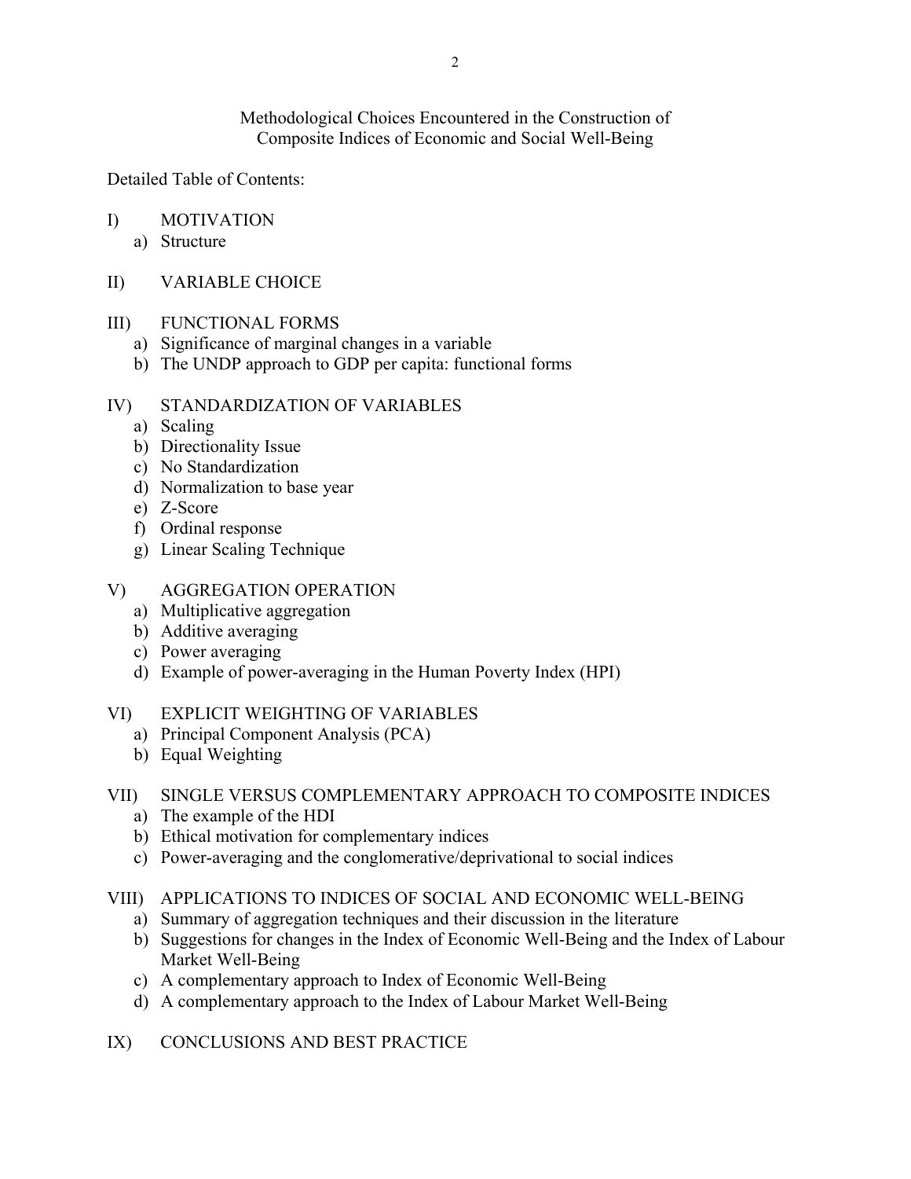# Methodological Choices Encountered in the Construction of Composite Indices of Economic and Social Well-Being

Detailed Table of Contents:

I) MOTIVATION
   a) Structure

II) VARIABLE CHOICE

III) FUNCTIONAL FORMS
   a) Significance of marginal changes in a variable
   b) The UNDP approach to GDP per capita: functional forms

IV) STANDARDIZATION OF VARIABLES
   a) Scaling
   b) Directionality Issue
   c) No Standardization
   d) Normalization to base year
   e) Z-Score
   f) Ordinal response
   g) Linear Scaling Technique

V) AGGREGATION OPERATION
   a) Multiplicative aggregation
   b) Additive averaging
   c) Power averaging
   d) Example of power-averaging in the Human Poverty Index (HPI)

VI) EXPLICIT WEIGHTING OF VARIABLES
   a) Principal Component Analysis (PCA)
   b) Equal Weighting

VII) SINGLE VERSUS COMPLEMENTARY APPROACH TO COMPOSITE INDICES
   a) The example of the HDI
   b) Ethical motivation for complementary indices
   c) Power-averaging and the conglomerative/deprivational to social indices

VIII) APPLICATIONS TO INDICES OF SOCIAL AND ECONOMIC WELL-BEING
   a) Summary of aggregation techniques and their discussion in the literature
   b) Suggestions for changes in the Index of Economic Well-Being and the Index of Labour Market Well-Being
   c) A complementary approach to Index of Economic Well-Being
   d) A complementary approach to the Index of Labour Market Well-Being

IX) CONCLUSIONS AND BEST PRACTICE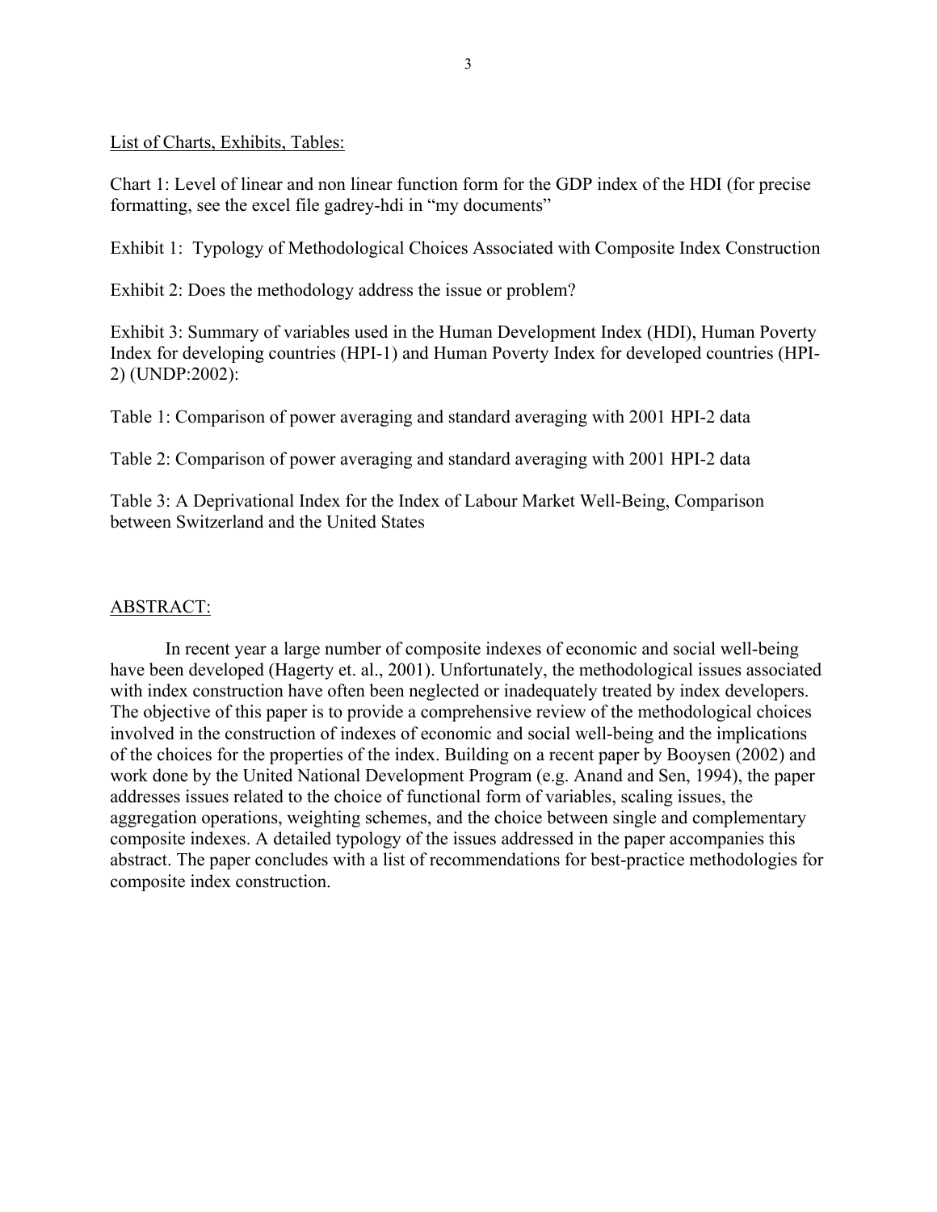List of Charts, Exhibits, Tables:

Chart 1: Level of linear and non linear function form for the GDP index of the HDI (for precise formatting, see the excel file gadrey-hdi in "my documents"

Exhibit 1: Typology of Methodological Choices Associated with Composite Index Construction

Exhibit 2: Does the methodology address the issue or problem?

Exhibit 3: Summary of variables used in the Human Development Index (HDI), Human Poverty Index for developing countries (HPI-1) and Human Poverty Index for developed countries (HPI-2) (UNDP:2002):

Table 1: Comparison of power averaging and standard averaging with 2001 HPI-2 data

Table 2: Comparison of power averaging and standard averaging with 2001 HPI-2 data

Table 3: A Deprivational Index for the Index of Labour Market Well-Being, Comparison between Switzerland and the United States

## ABSTRACT:

In recent year a large number of composite indexes of economic and social well-being have been developed (Hagerty et. al., 2001). Unfortunately, the methodological issues associated with index construction have often been neglected or inadequately treated by index developers. The objective of this paper is to provide a comprehensive review of the methodological choices involved in the construction of indexes of economic and social well-being and the implications of the choices for the properties of the index. Building on a recent paper by Booysen (2002) and work done by the United National Development Program (e.g. Anand and Sen, 1994), the paper addresses issues related to the choice of functional form of variables, scaling issues, the aggregation operations, weighting schemes, and the choice between single and complementary composite indexes. A detailed typology of the issues addressed in the paper accompanies this abstract. The paper concludes with a list of recommendations for best-practice methodologies for composite index construction.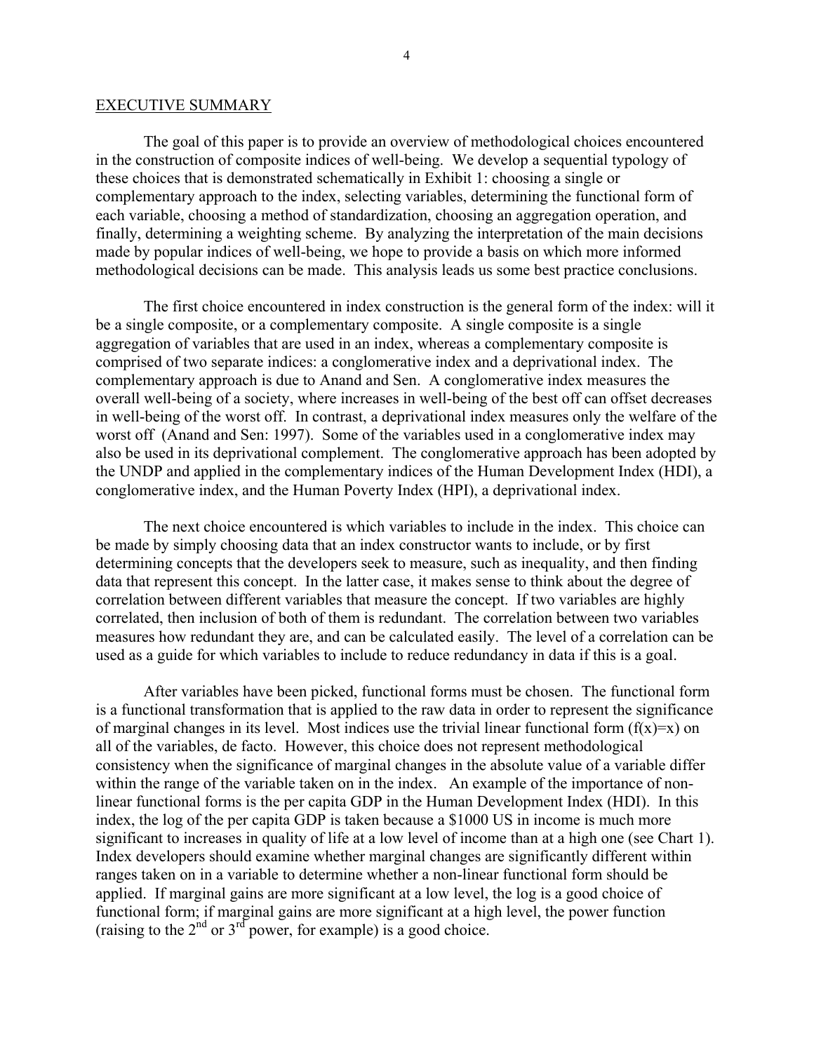## EXECUTIVE SUMMARY

The goal of this paper is to provide an overview of methodological choices encountered in the construction of composite indices of well-being. We develop a sequential typology of these choices that is demonstrated schematically in Exhibit 1: choosing a single or complementary approach to the index, selecting variables, determining the functional form of each variable, choosing a method of standardization, choosing an aggregation operation, and finally, determining a weighting scheme. By analyzing the interpretation of the main decisions made by popular indices of well-being, we hope to provide a basis on which more informed methodological decisions can be made. This analysis leads us some best practice conclusions.

The first choice encountered in index construction is the general form of the index: will it be a single composite, or a complementary composite. A single composite is a single aggregation of variables that are used in an index, whereas a complementary composite is comprised of two separate indices: a conglomerative index and a deprivational index. The complementary approach is due to Anand and Sen. A conglomerative index measures the overall well-being of a society, where increases in well-being of the best off can offset decreases in well-being of the worst off. In contrast, a deprivational index measures only the welfare of the worst off (Anand and Sen: 1997). Some of the variables used in a conglomerative index may also be used in its deprivational complement. The conglomerative approach has been adopted by the UNDP and applied in the complementary indices of the Human Development Index (HDI), a conglomerative index, and the Human Poverty Index (HPI), a deprivational index.

The next choice encountered is which variables to include in the index. This choice can be made by simply choosing data that an index constructor wants to include, or by first determining concepts that the developers seek to measure, such as inequality, and then finding data that represent this concept. In the latter case, it makes sense to think about the degree of correlation between different variables that measure the concept. If two variables are highly correlated, then inclusion of both of them is redundant. The correlation between two variables measures how redundant they are, and can be calculated easily. The level of a correlation can be used as a guide for which variables to include to reduce redundancy in data if this is a goal.

After variables have been picked, functional forms must be chosen. The functional form is a functional transformation that is applied to the raw data in order to represent the significance of marginal changes in its level. Most indices use the trivial linear functional form ($f(x)=x$) on all of the variables, de facto. However, this choice does not represent methodological consistency when the significance of marginal changes in the absolute value of a variable differ within the range of the variable taken on in the index. An example of the importance of non-linear functional forms is the per capita GDP in the Human Development Index (HDI). In this index, the log of the per capita GDP is taken because a $1000 US in income is much more significant to increases in quality of life at a low level of income than at a high one (see Chart 1). Index developers should examine whether marginal changes are significantly different within ranges taken on in a variable to determine whether a non-linear functional form should be applied. If marginal gains are more significant at a low level, the log is a good choice of functional form; if marginal gains are more significant at a high level, the power function (raising to the $2^{nd}$ or $3^{rd}$ power, for example) is a good choice.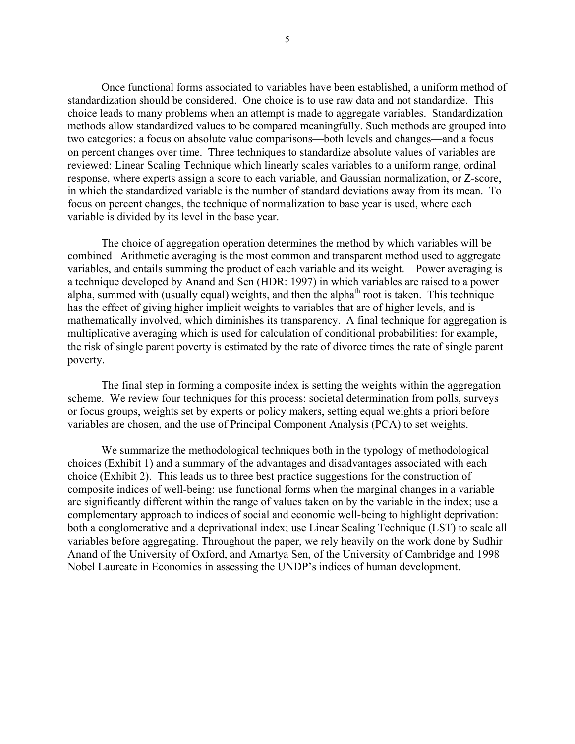Once functional forms associated to variables have been established, a uniform method of standardization should be considered. One choice is to use raw data and not standardize. This choice leads to many problems when an attempt is made to aggregate variables. Standardization methods allow standardized values to be compared meaningfully. Such methods are grouped into two categories: a focus on absolute value comparisons—both levels and changes—and a focus on percent changes over time. Three techniques to standardize absolute values of variables are reviewed: Linear Scaling Technique which linearly scales variables to a uniform range, ordinal response, where experts assign a score to each variable, and Gaussian normalization, or Z-score, in which the standardized variable is the number of standard deviations away from its mean. To focus on percent changes, the technique of normalization to base year is used, where each variable is divided by its level in the base year.

The choice of aggregation operation determines the method by which variables will be combined Arithmetic averaging is the most common and transparent method used to aggregate variables, and entails summing the product of each variable and its weight. Power averaging is a technique developed by Anand and Sen (HDR: 1997) in which variables are raised to a power alpha, summed with (usually equal) weights, and then the alpha$^{th}$ root is taken. This technique has the effect of giving higher implicit weights to variables that are of higher levels, and is mathematically involved, which diminishes its transparency. A final technique for aggregation is multiplicative averaging which is used for calculation of conditional probabilities: for example, the risk of single parent poverty is estimated by the rate of divorce times the rate of single parent poverty.

The final step in forming a composite index is setting the weights within the aggregation scheme. We review four techniques for this process: societal determination from polls, surveys or focus groups, weights set by experts or policy makers, setting equal weights a priori before variables are chosen, and the use of Principal Component Analysis (PCA) to set weights.

We summarize the methodological techniques both in the typology of methodological choices (Exhibit 1) and a summary of the advantages and disadvantages associated with each choice (Exhibit 2). This leads us to three best practice suggestions for the construction of composite indices of well-being: use functional forms when the marginal changes in a variable are significantly different within the range of values taken on by the variable in the index; use a complementary approach to indices of social and economic well-being to highlight deprivation: both a conglomerative and a deprivational index; use Linear Scaling Technique (LST) to scale all variables before aggregating. Throughout the paper, we rely heavily on the work done by Sudhir Anand of the University of Oxford, and Amartya Sen, of the University of Cambridge and 1998 Nobel Laureate in Economics in assessing the UNDP's indices of human development.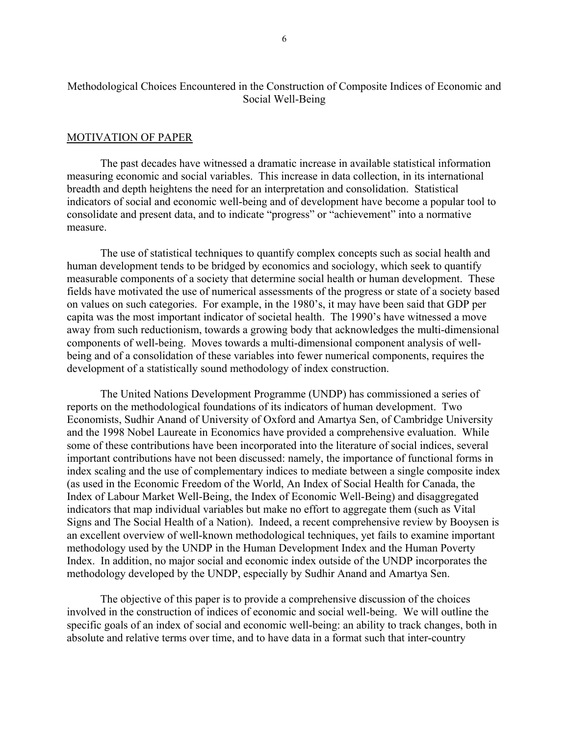# Methodological Choices Encountered in the Construction of Composite Indices of Economic and Social Well-Being

## MOTIVATION OF PAPER

The past decades have witnessed a dramatic increase in available statistical information measuring economic and social variables. This increase in data collection, in its international breadth and depth heightens the need for an interpretation and consolidation. Statistical indicators of social and economic well-being and of development have become a popular tool to consolidate and present data, and to indicate "progress" or "achievement" into a normative measure.

The use of statistical techniques to quantify complex concepts such as social health and human development tends to be bridged by economics and sociology, which seek to quantify measurable components of a society that determine social health or human development. These fields have motivated the use of numerical assessments of the progress or state of a society based on values on such categories. For example, in the 1980's, it may have been said that GDP per capita was the most important indicator of societal health. The 1990's have witnessed a move away from such reductionism, towards a growing body that acknowledges the multi-dimensional components of well-being. Moves towards a multi-dimensional component analysis of well-being and of a consolidation of these variables into fewer numerical components, requires the development of a statistically sound methodology of index construction.

The United Nations Development Programme (UNDP) has commissioned a series of reports on the methodological foundations of its indicators of human development. Two Economists, Sudhir Anand of University of Oxford and Amartya Sen, of Cambridge University and the 1998 Nobel Laureate in Economics have provided a comprehensive evaluation. While some of these contributions have been incorporated into the literature of social indices, several important contributions have not been discussed: namely, the importance of functional forms in index scaling and the use of complementary indices to mediate between a single composite index (as used in the Economic Freedom of the World, An Index of Social Health for Canada, the Index of Labour Market Well-Being, the Index of Economic Well-Being) and disaggregated indicators that map individual variables but make no effort to aggregate them (such as Vital Signs and The Social Health of a Nation). Indeed, a recent comprehensive review by Booysen is an excellent overview of well-known methodological techniques, yet fails to examine important methodology used by the UNDP in the Human Development Index and the Human Poverty Index. In addition, no major social and economic index outside of the UNDP incorporates the methodology developed by the UNDP, especially by Sudhir Anand and Amartya Sen.

The objective of this paper is to provide a comprehensive discussion of the choices involved in the construction of indices of economic and social well-being. We will outline the specific goals of an index of social and economic well-being: an ability to track changes, both in absolute and relative terms over time, and to have data in a format such that inter-country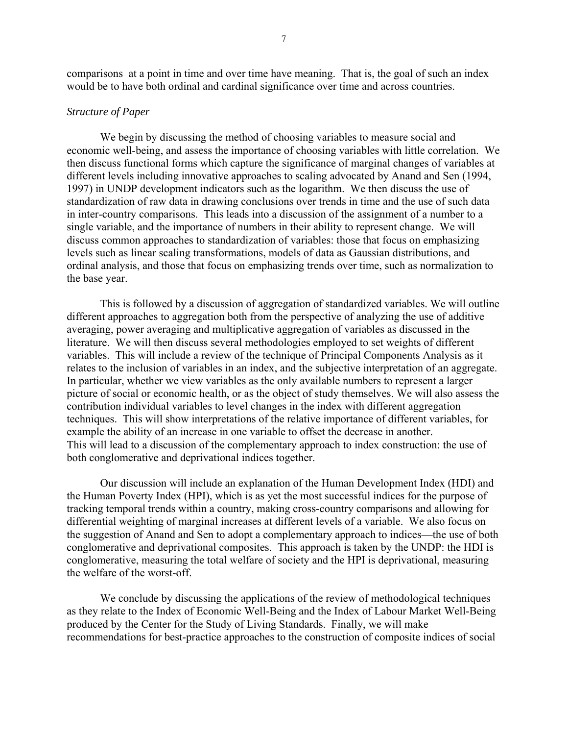comparisons  at a point in time and over time have meaning.  That is, the goal of such an index would be to have both ordinal and cardinal significance over time and across countries.

*Structure of Paper*

We begin by discussing the method of choosing variables to measure social and economic well-being, and assess the importance of choosing variables with little correlation.  We then discuss functional forms which capture the significance of marginal changes of variables at different levels including innovative approaches to scaling advocated by Anand and Sen (1994, 1997) in UNDP development indicators such as the logarithm.  We then discuss the use of standardization of raw data in drawing conclusions over trends in time and the use of such data in inter-country comparisons.  This leads into a discussion of the assignment of a number to a single variable, and the importance of numbers in their ability to represent change.  We will discuss common approaches to standardization of variables: those that focus on emphasizing levels such as linear scaling transformations, models of data as Gaussian distributions, and ordinal analysis, and those that focus on emphasizing trends over time, such as normalization to the base year.

This is followed by a discussion of aggregation of standardized variables. We will outline different approaches to aggregation both from the perspective of analyzing the use of additive averaging, power averaging and multiplicative aggregation of variables as discussed in the literature.  We will then discuss several methodologies employed to set weights of different variables.  This will include a review of the technique of Principal Components Analysis as it relates to the inclusion of variables in an index, and the subjective interpretation of an aggregate.  In particular, whether we view variables as the only available numbers to represent a larger picture of social or economic health, or as the object of study themselves. We will also assess the contribution individual variables to level changes in the index with different aggregation techniques.  This will show interpretations of the relative importance of different variables, for example the ability of an increase in one variable to offset the decrease in another.
This will lead to a discussion of the complementary approach to index construction: the use of both conglomerative and deprivational indices together.

Our discussion will include an explanation of the Human Development Index (HDI) and the Human Poverty Index (HPI), which is as yet the most successful indices for the purpose of tracking temporal trends within a country, making cross-country comparisons and allowing for differential weighting of marginal increases at different levels of a variable.  We also focus on the suggestion of Anand and Sen to adopt a complementary approach to indices—the use of both conglomerative and deprivational composites.  This approach is taken by the UNDP: the HDI is conglomerative, measuring the total welfare of society and the HPI is deprivational, measuring the welfare of the worst-off.

We conclude by discussing the applications of the review of methodological techniques as they relate to the Index of Economic Well-Being and the Index of Labour Market Well-Being produced by the Center for the Study of Living Standards.  Finally, we will make recommendations for best-practice approaches to the construction of composite indices of social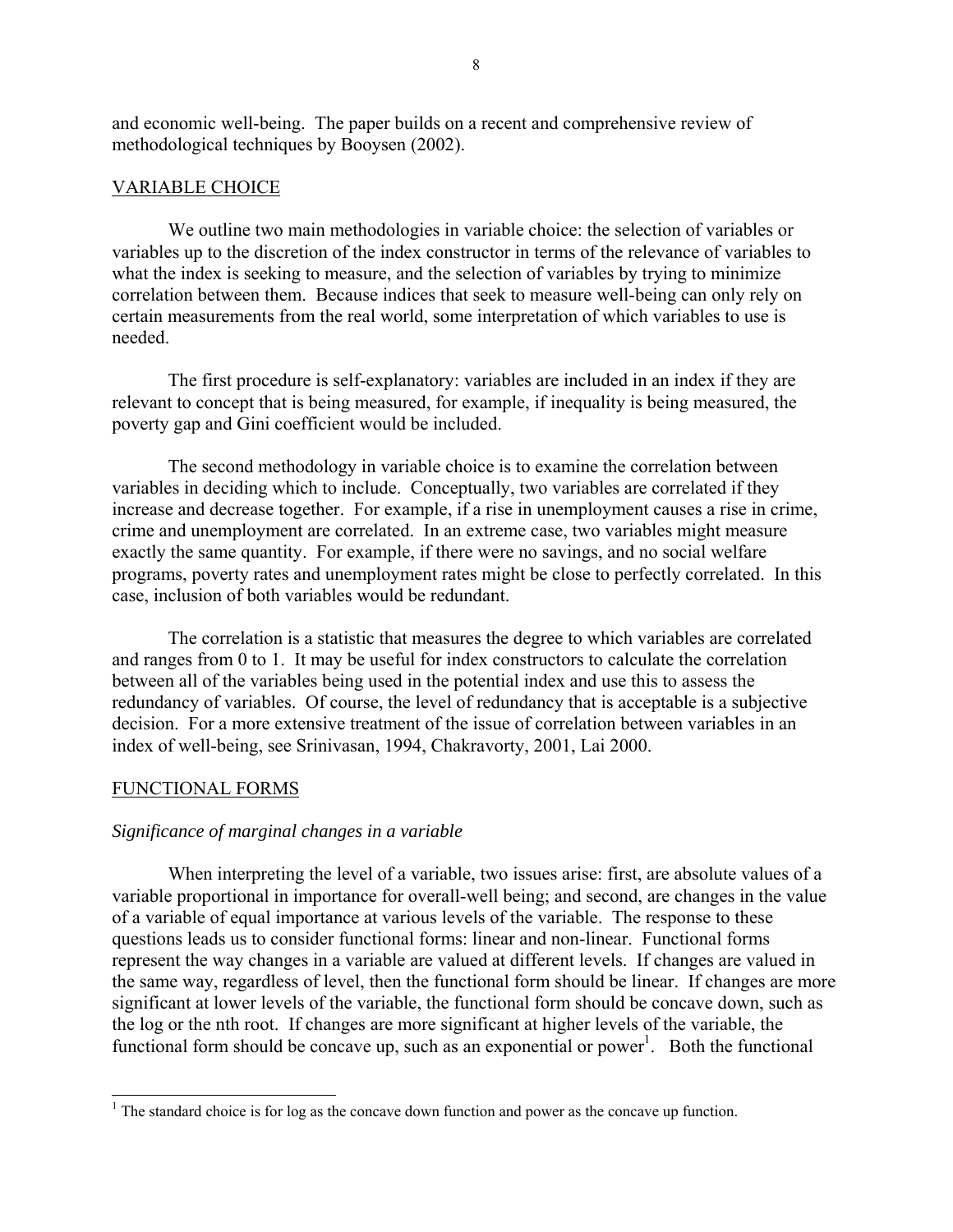and economic well-being. The paper builds on a recent and comprehensive review of methodological techniques by Booysen (2002).

## VARIABLE CHOICE

We outline two main methodologies in variable choice: the selection of variables or variables up to the discretion of the index constructor in terms of the relevance of variables to what the index is seeking to measure, and the selection of variables by trying to minimize correlation between them. Because indices that seek to measure well-being can only rely on certain measurements from the real world, some interpretation of which variables to use is needed.

The first procedure is self-explanatory: variables are included in an index if they are relevant to concept that is being measured, for example, if inequality is being measured, the poverty gap and Gini coefficient would be included.

The second methodology in variable choice is to examine the correlation between variables in deciding which to include. Conceptually, two variables are correlated if they increase and decrease together. For example, if a rise in unemployment causes a rise in crime, crime and unemployment are correlated. In an extreme case, two variables might measure exactly the same quantity. For example, if there were no savings, and no social welfare programs, poverty rates and unemployment rates might be close to perfectly correlated. In this case, inclusion of both variables would be redundant.

The correlation is a statistic that measures the degree to which variables are correlated and ranges from 0 to 1. It may be useful for index constructors to calculate the correlation between all of the variables being used in the potential index and use this to assess the redundancy of variables. Of course, the level of redundancy that is acceptable is a subjective decision. For a more extensive treatment of the issue of correlation between variables in an index of well-being, see Srinivasan, 1994, Chakravorty, 2001, Lai 2000.

## FUNCTIONAL FORMS

### *Significance of marginal changes in a variable*

When interpreting the level of a variable, two issues arise: first, are absolute values of a variable proportional in importance for overall-well being; and second, are changes in the value of a variable of equal importance at various levels of the variable. The response to these questions leads us to consider functional forms: linear and non-linear. Functional forms represent the way changes in a variable are valued at different levels. If changes are valued in the same way, regardless of level, then the functional form should be linear. If changes are more significant at lower levels of the variable, the functional form should be concave down, such as the log or the nth root. If changes are more significant at higher levels of the variable, the functional form should be concave up, such as an exponential or power[1]. Both the functional

[1] The standard choice is for log as the concave down function and power as the concave up function.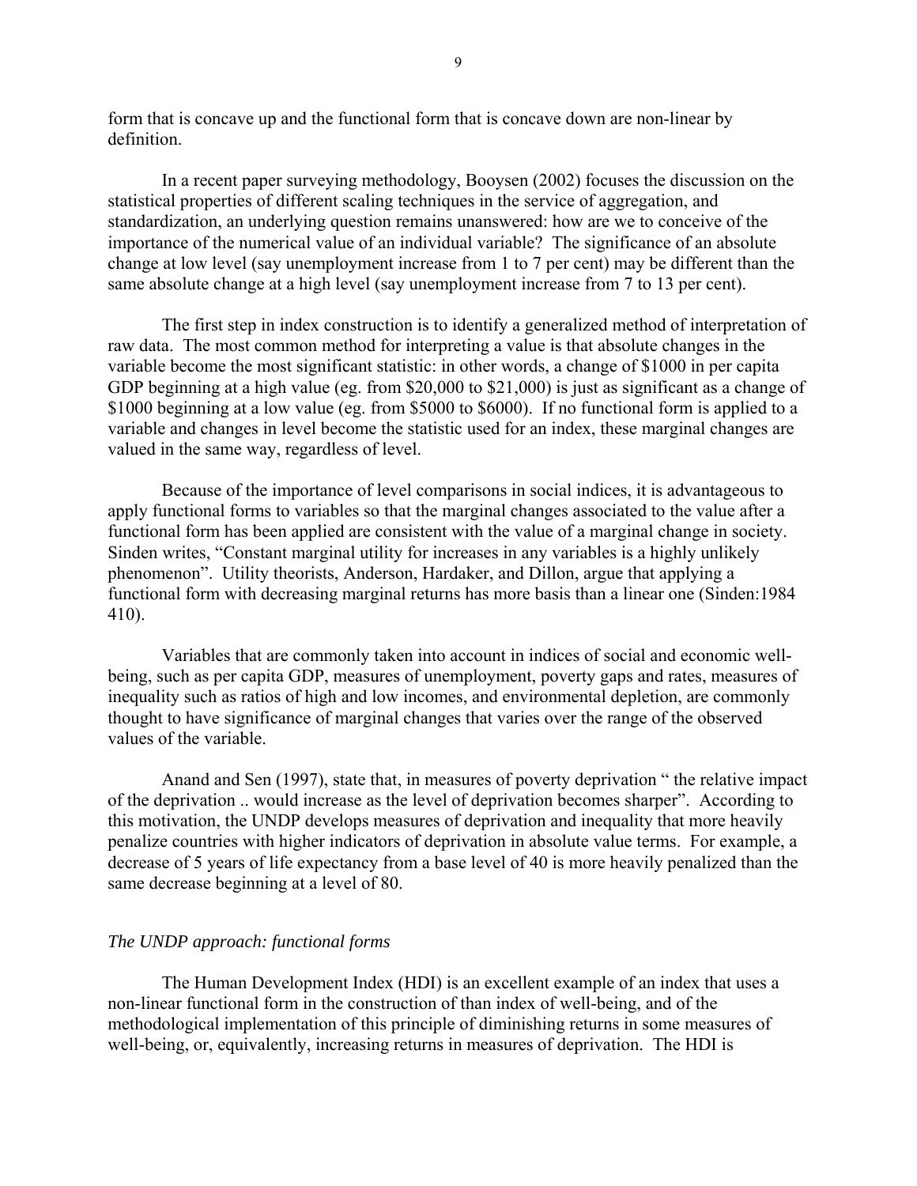form that is concave up and the functional form that is concave down are non-linear by definition.

In a recent paper surveying methodology, Booysen (2002) focuses the discussion on the statistical properties of different scaling techniques in the service of aggregation, and standardization, an underlying question remains unanswered: how are we to conceive of the importance of the numerical value of an individual variable? The significance of an absolute change at low level (say unemployment increase from 1 to 7 per cent) may be different than the same absolute change at a high level (say unemployment increase from 7 to 13 per cent).

The first step in index construction is to identify a generalized method of interpretation of raw data. The most common method for interpreting a value is that absolute changes in the variable become the most significant statistic: in other words, a change of $1000 in per capita GDP beginning at a high value (eg. from $20,000 to $21,000) is just as significant as a change of $1000 beginning at a low value (eg. from $5000 to $6000). If no functional form is applied to a variable and changes in level become the statistic used for an index, these marginal changes are valued in the same way, regardless of level.

Because of the importance of level comparisons in social indices, it is advantageous to apply functional forms to variables so that the marginal changes associated to the value after a functional form has been applied are consistent with the value of a marginal change in society. Sinden writes, "Constant marginal utility for increases in any variables is a highly unlikely phenomenon". Utility theorists, Anderson, Hardaker, and Dillon, argue that applying a functional form with decreasing marginal returns has more basis than a linear one (Sinden:1984 410).

Variables that are commonly taken into account in indices of social and economic well-being, such as per capita GDP, measures of unemployment, poverty gaps and rates, measures of inequality such as ratios of high and low incomes, and environmental depletion, are commonly thought to have significance of marginal changes that varies over the range of the observed values of the variable.

Anand and Sen (1997), state that, in measures of poverty deprivation " the relative impact of the deprivation .. would increase as the level of deprivation becomes sharper". According to this motivation, the UNDP develops measures of deprivation and inequality that more heavily penalize countries with higher indicators of deprivation in absolute value terms. For example, a decrease of 5 years of life expectancy from a base level of 40 is more heavily penalized than the same decrease beginning at a level of 80.

*The UNDP approach: functional forms*

The Human Development Index (HDI) is an excellent example of an index that uses a non-linear functional form in the construction of than index of well-being, and of the methodological implementation of this principle of diminishing returns in some measures of well-being, or, equivalently, increasing returns in measures of deprivation. The HDI is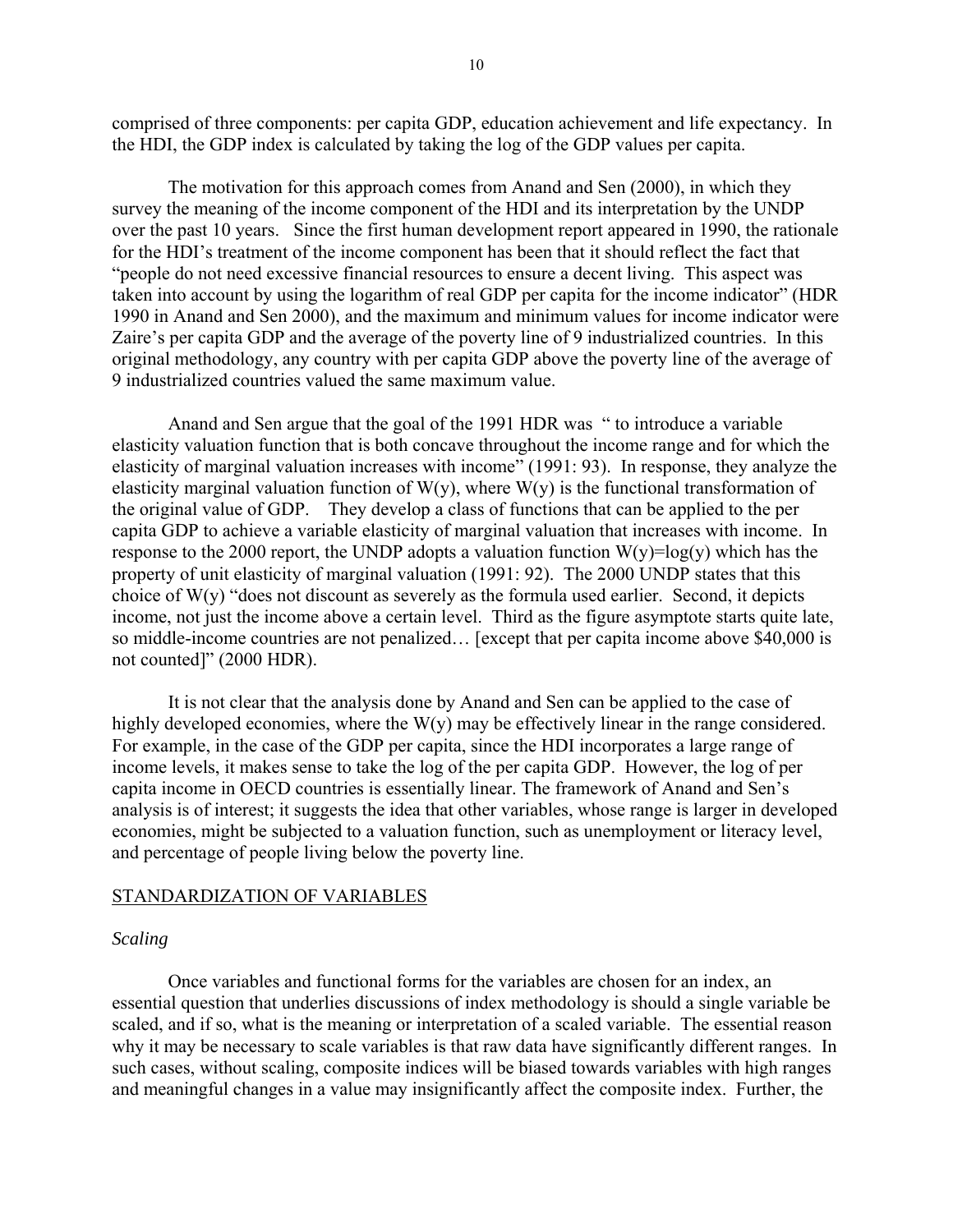comprised of three components: per capita GDP, education achievement and life expectancy. In the HDI, the GDP index is calculated by taking the log of the GDP values per capita.

The motivation for this approach comes from Anand and Sen (2000), in which they survey the meaning of the income component of the HDI and its interpretation by the UNDP over the past 10 years. Since the first human development report appeared in 1990, the rationale for the HDI's treatment of the income component has been that it should reflect the fact that "people do not need excessive financial resources to ensure a decent living. This aspect was taken into account by using the logarithm of real GDP per capita for the income indicator" (HDR 1990 in Anand and Sen 2000), and the maximum and minimum values for income indicator were Zaire's per capita GDP and the average of the poverty line of 9 industrialized countries. In this original methodology, any country with per capita GDP above the poverty line of the average of 9 industrialized countries valued the same maximum value.

Anand and Sen argue that the goal of the 1991 HDR was " to introduce a variable elasticity valuation function that is both concave throughout the income range and for which the elasticity of marginal valuation increases with income" (1991: 93). In response, they analyze the elasticity marginal valuation function of W(y), where W(y) is the functional transformation of the original value of GDP. They develop a class of functions that can be applied to the per capita GDP to achieve a variable elasticity of marginal valuation that increases with income. In response to the 2000 report, the UNDP adopts a valuation function W(y)=log(y) which has the property of unit elasticity of marginal valuation (1991: 92). The 2000 UNDP states that this choice of W(y) "does not discount as severely as the formula used earlier. Second, it depicts income, not just the income above a certain level. Third as the figure asymptote starts quite late, so middle-income countries are not penalized… [except that per capita income above $40,000 is not counted]" (2000 HDR).

It is not clear that the analysis done by Anand and Sen can be applied to the case of highly developed economies, where the W(y) may be effectively linear in the range considered. For example, in the case of the GDP per capita, since the HDI incorporates a large range of income levels, it makes sense to take the log of the per capita GDP. However, the log of per capita income in OECD countries is essentially linear. The framework of Anand and Sen's analysis is of interest; it suggests the idea that other variables, whose range is larger in developed economies, might be subjected to a valuation function, such as unemployment or literacy level, and percentage of people living below the poverty line.

## STANDARDIZATION OF VARIABLES

### *Scaling*

Once variables and functional forms for the variables are chosen for an index, an essential question that underlies discussions of index methodology is should a single variable be scaled, and if so, what is the meaning or interpretation of a scaled variable. The essential reason why it may be necessary to scale variables is that raw data have significantly different ranges. In such cases, without scaling, composite indices will be biased towards variables with high ranges and meaningful changes in a value may insignificantly affect the composite index. Further, the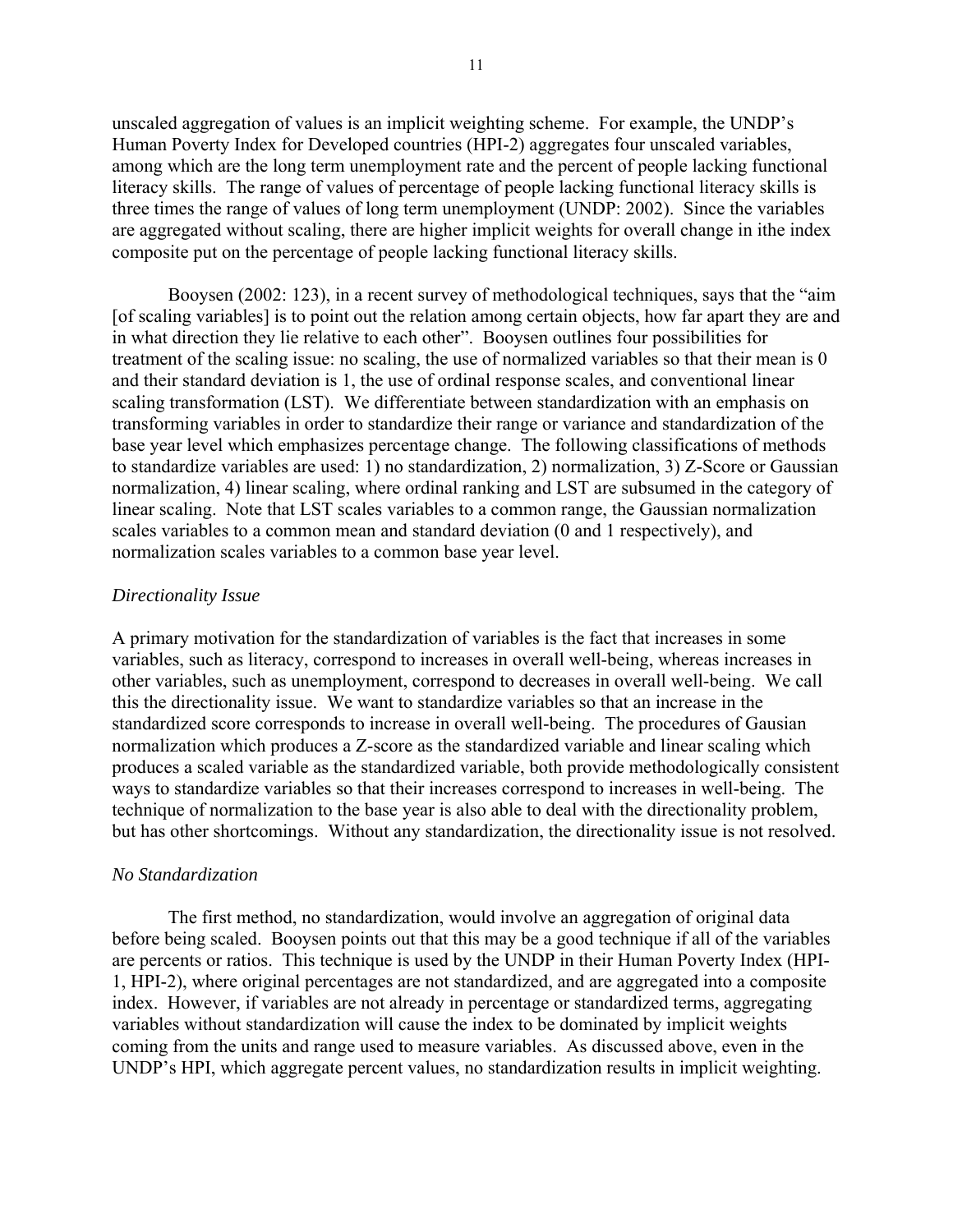unscaled aggregation of values is an implicit weighting scheme. For example, the UNDP's Human Poverty Index for Developed countries (HPI-2) aggregates four unscaled variables, among which are the long term unemployment rate and the percent of people lacking functional literacy skills. The range of values of percentage of people lacking functional literacy skills is three times the range of values of long term unemployment (UNDP: 2002). Since the variables are aggregated without scaling, there are higher implicit weights for overall change in ithe index composite put on the percentage of people lacking functional literacy skills.

Booysen (2002: 123), in a recent survey of methodological techniques, says that the "aim [of scaling variables] is to point out the relation among certain objects, how far apart they are and in what direction they lie relative to each other". Booysen outlines four possibilities for treatment of the scaling issue: no scaling, the use of normalized variables so that their mean is 0 and their standard deviation is 1, the use of ordinal response scales, and conventional linear scaling transformation (LST). We differentiate between standardization with an emphasis on transforming variables in order to standardize their range or variance and standardization of the base year level which emphasizes percentage change. The following classifications of methods to standardize variables are used: 1) no standardization, 2) normalization, 3) Z-Score or Gaussian normalization, 4) linear scaling, where ordinal ranking and LST are subsumed in the category of linear scaling. Note that LST scales variables to a common range, the Gaussian normalization scales variables to a common mean and standard deviation (0 and 1 respectively), and normalization scales variables to a common base year level.

*Directionality Issue*

A primary motivation for the standardization of variables is the fact that increases in some variables, such as literacy, correspond to increases in overall well-being, whereas increases in other variables, such as unemployment, correspond to decreases in overall well-being. We call this the directionality issue. We want to standardize variables so that an increase in the standardized score corresponds to increase in overall well-being. The procedures of Gausian normalization which produces a Z-score as the standardized variable and linear scaling which produces a scaled variable as the standardized variable, both provide methodologically consistent ways to standardize variables so that their increases correspond to increases in well-being. The technique of normalization to the base year is also able to deal with the directionality problem, but has other shortcomings. Without any standardization, the directionality issue is not resolved.

*No Standardization*

The first method, no standardization, would involve an aggregation of original data before being scaled. Booysen points out that this may be a good technique if all of the variables are percents or ratios. This technique is used by the UNDP in their Human Poverty Index (HPI-1, HPI-2), where original percentages are not standardized, and are aggregated into a composite index. However, if variables are not already in percentage or standardized terms, aggregating variables without standardization will cause the index to be dominated by implicit weights coming from the units and range used to measure variables. As discussed above, even in the UNDP's HPI, which aggregate percent values, no standardization results in implicit weighting.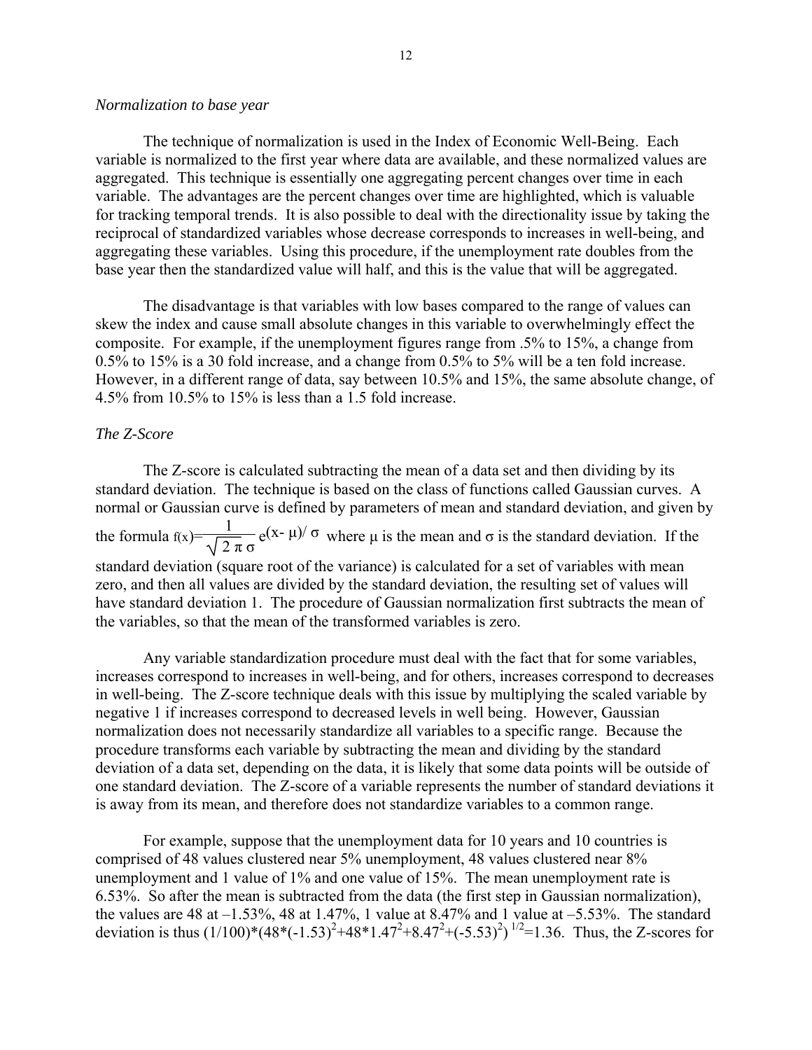*Normalization to base year*

The technique of normalization is used in the Index of Economic Well-Being. Each variable is normalized to the first year where data are available, and these normalized values are aggregated. This technique is essentially one aggregating percent changes over time in each variable. The advantages are the percent changes over time are highlighted, which is valuable for tracking temporal trends. It is also possible to deal with the directionality issue by taking the reciprocal of standardized variables whose decrease corresponds to increases in well-being, and aggregating these variables. Using this procedure, if the unemployment rate doubles from the base year then the standardized value will half, and this is the value that will be aggregated.

The disadvantage is that variables with low bases compared to the range of values can skew the index and cause small absolute changes in this variable to overwhelmingly effect the composite. For example, if the unemployment figures range from .5% to 15%, a change from 0.5% to 15% is a 30 fold increase, and a change from 0.5% to 5% will be a ten fold increase. However, in a different range of data, say between 10.5% and 15%, the same absolute change, of 4.5% from 10.5% to 15% is less than a 1.5 fold increase.

*The Z-Score*

The Z-score is calculated subtracting the mean of a data set and then dividing by its standard deviation. The technique is based on the class of functions called Gaussian curves. A normal or Gaussian curve is defined by parameters of mean and standard deviation, and given by the formula $f(x)=\frac{1}{\sqrt{2\pi}\,\sigma}e^{(x-\mu)/\sigma}$ where μ is the mean and σ is the standard deviation. If the standard deviation (square root of the variance) is calculated for a set of variables with mean zero, and then all values are divided by the standard deviation, the resulting set of values will have standard deviation 1. The procedure of Gaussian normalization first subtracts the mean of the variables, so that the mean of the transformed variables is zero.

Any variable standardization procedure must deal with the fact that for some variables, increases correspond to increases in well-being, and for others, increases correspond to decreases in well-being. The Z-score technique deals with this issue by multiplying the scaled variable by negative 1 if increases correspond to decreased levels in well being. However, Gaussian normalization does not necessarily standardize all variables to a specific range. Because the procedure transforms each variable by subtracting the mean and dividing by the standard deviation of a data set, depending on the data, it is likely that some data points will be outside of one standard deviation. The Z-score of a variable represents the number of standard deviations it is away from its mean, and therefore does not standardize variables to a common range.

For example, suppose that the unemployment data for 10 years and 10 countries is comprised of 48 values clustered near 5% unemployment, 48 values clustered near 8% unemployment and 1 value of 1% and one value of 15%. The mean unemployment rate is 6.53%. So after the mean is subtracted from the data (the first step in Gaussian normalization), the values are 48 at –1.53%, 48 at 1.47%, 1 value at 8.47% and 1 value at –5.53%. The standard deviation is thus $(1/100)*(48*(-1.53)^2+48*1.47^2+8.47^2+(-5.53)^2)^{1/2}=1.36$. Thus, the Z-scores for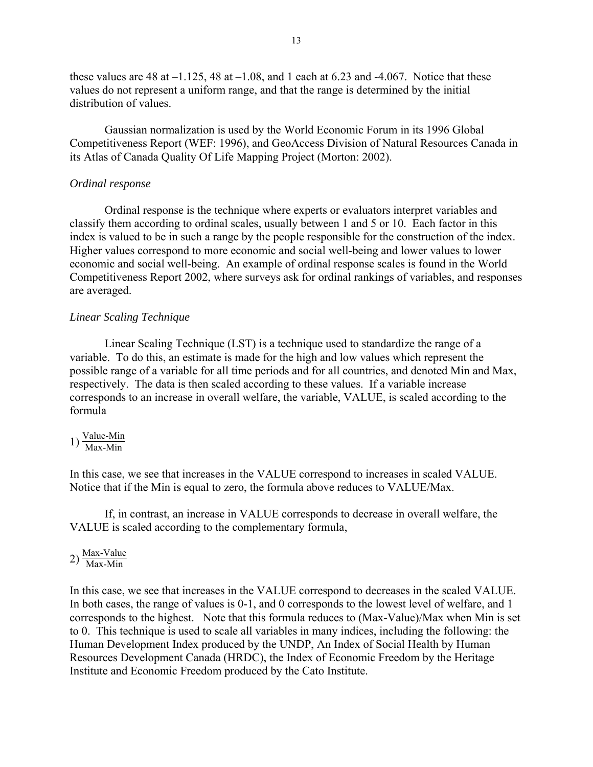these values are 48 at –1.125, 48 at –1.08, and 1 each at 6.23 and -4.067. Notice that these values do not represent a uniform range, and that the range is determined by the initial distribution of values.

Gaussian normalization is used by the World Economic Forum in its 1996 Global Competitiveness Report (WEF: 1996), and GeoAccess Division of Natural Resources Canada in its Atlas of Canada Quality Of Life Mapping Project (Morton: 2002).

*Ordinal response*

Ordinal response is the technique where experts or evaluators interpret variables and classify them according to ordinal scales, usually between 1 and 5 or 10. Each factor in this index is valued to be in such a range by the people responsible for the construction of the index. Higher values correspond to more economic and social well-being and lower values to lower economic and social well-being. An example of ordinal response scales is found in the World Competitiveness Report 2002, where surveys ask for ordinal rankings of variables, and responses are averaged.

*Linear Scaling Technique*

Linear Scaling Technique (LST) is a technique used to standardize the range of a variable. To do this, an estimate is made for the high and low values which represent the possible range of a variable for all time periods and for all countries, and denoted Min and Max, respectively. The data is then scaled according to these values. If a variable increase corresponds to an increase in overall welfare, the variable, VALUE, is scaled according to the formula

1) $\frac{\text{Value-Min}}{\text{Max-Min}}$

In this case, we see that increases in the VALUE correspond to increases in scaled VALUE. Notice that if the Min is equal to zero, the formula above reduces to VALUE/Max.

If, in contrast, an increase in VALUE corresponds to decrease in overall welfare, the VALUE is scaled according to the complementary formula,

2) $\frac{\text{Max-Value}}{\text{Max-Min}}$

In this case, we see that increases in the VALUE correspond to decreases in the scaled VALUE. In both cases, the range of values is 0-1, and 0 corresponds to the lowest level of welfare, and 1 corresponds to the highest. Note that this formula reduces to (Max-Value)/Max when Min is set to 0. This technique is used to scale all variables in many indices, including the following: the Human Development Index produced by the UNDP, An Index of Social Health by Human Resources Development Canada (HRDC), the Index of Economic Freedom by the Heritage Institute and Economic Freedom produced by the Cato Institute.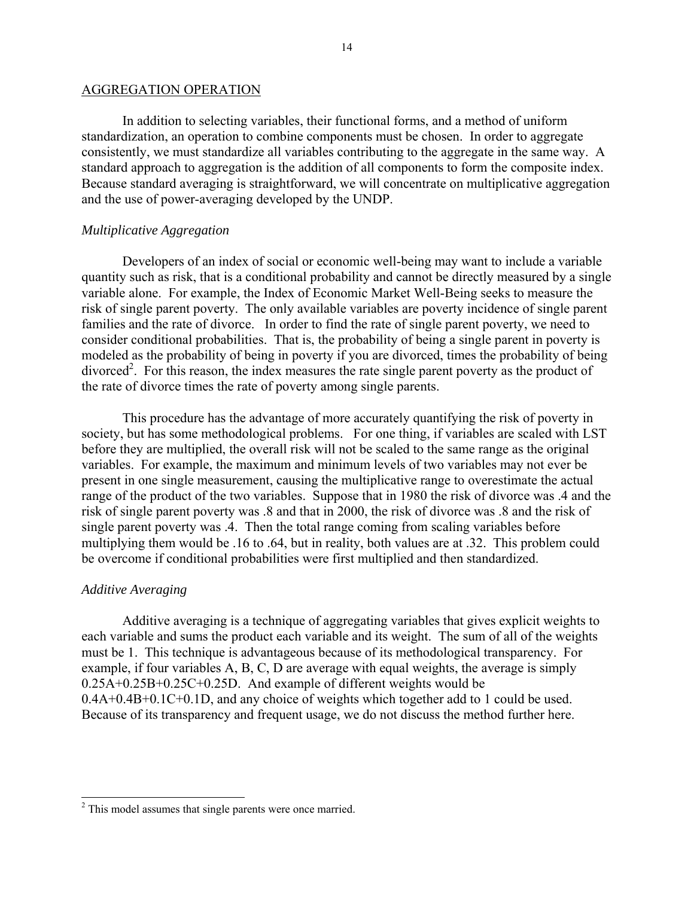## AGGREGATION OPERATION

In addition to selecting variables, their functional forms, and a method of uniform standardization, an operation to combine components must be chosen. In order to aggregate consistently, we must standardize all variables contributing to the aggregate in the same way. A standard approach to aggregation is the addition of all components to form the composite index. Because standard averaging is straightforward, we will concentrate on multiplicative aggregation and the use of power-averaging developed by the UNDP.

### *Multiplicative Aggregation*

Developers of an index of social or economic well-being may want to include a variable quantity such as risk, that is a conditional probability and cannot be directly measured by a single variable alone. For example, the Index of Economic Market Well-Being seeks to measure the risk of single parent poverty. The only available variables are poverty incidence of single parent families and the rate of divorce. In order to find the rate of single parent poverty, we need to consider conditional probabilities. That is, the probability of being a single parent in poverty is modeled as the probability of being in poverty if you are divorced, times the probability of being divorced[2]. For this reason, the index measures the rate single parent poverty as the product of the rate of divorce times the rate of poverty among single parents.

This procedure has the advantage of more accurately quantifying the risk of poverty in society, but has some methodological problems. For one thing, if variables are scaled with LST before they are multiplied, the overall risk will not be scaled to the same range as the original variables. For example, the maximum and minimum levels of two variables may not ever be present in one single measurement, causing the multiplicative range to overestimate the actual range of the product of the two variables. Suppose that in 1980 the risk of divorce was .4 and the risk of single parent poverty was .8 and that in 2000, the risk of divorce was .8 and the risk of single parent poverty was .4. Then the total range coming from scaling variables before multiplying them would be .16 to .64, but in reality, both values are at .32. This problem could be overcome if conditional probabilities were first multiplied and then standardized.

### *Additive Averaging*

Additive averaging is a technique of aggregating variables that gives explicit weights to each variable and sums the product each variable and its weight. The sum of all of the weights must be 1. This technique is advantageous because of its methodological transparency. For example, if four variables A, B, C, D are average with equal weights, the average is simply $0.25A+0.25B+0.25C+0.25D$. And example of different weights would be $0.4A+0.4B+0.1C+0.1D$, and any choice of weights which together add to 1 could be used. Because of its transparency and frequent usage, we do not discuss the method further here.

---

[2] This model assumes that single parents were once married.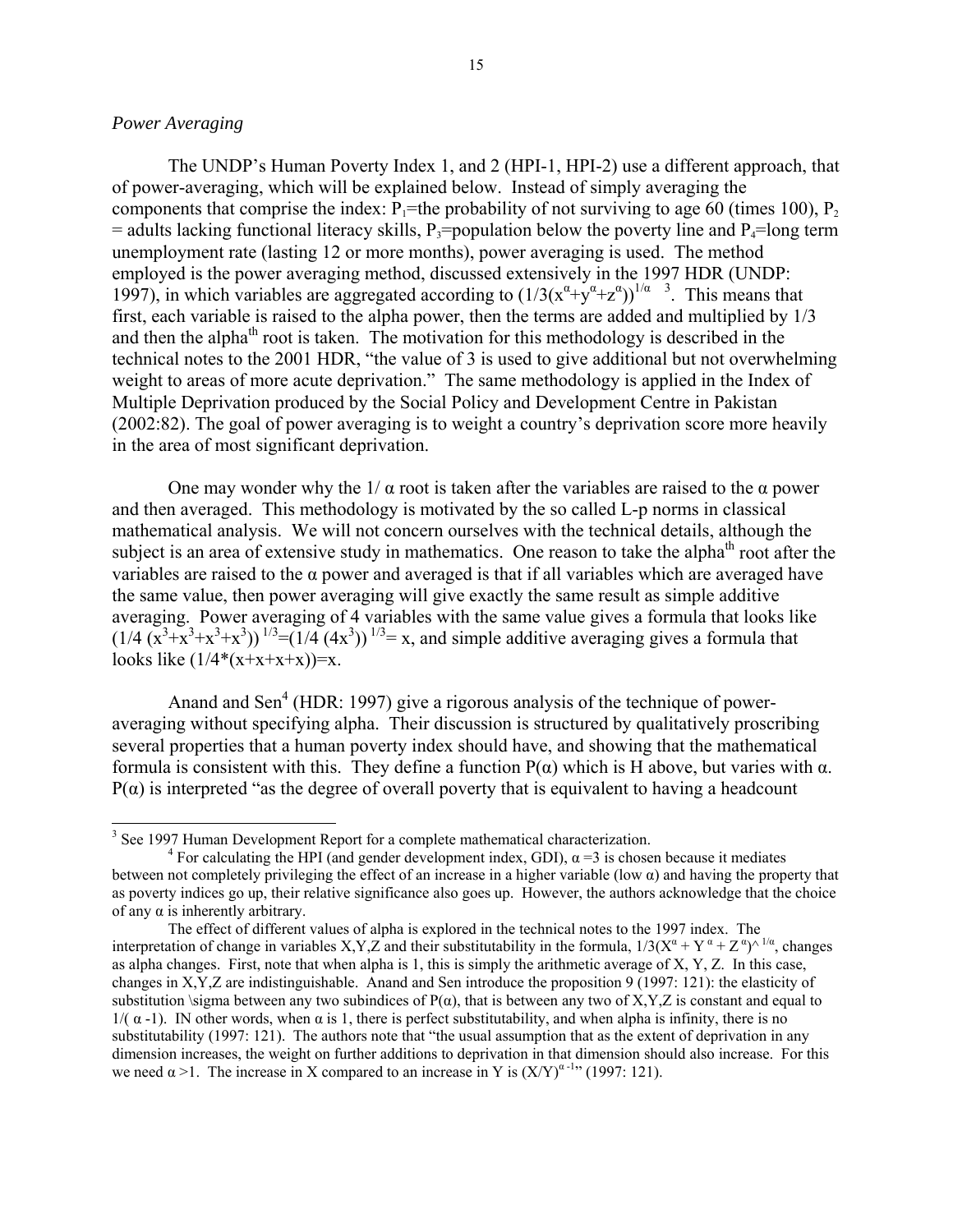*Power Averaging*

The UNDP's Human Poverty Index 1, and 2 (HPI-1, HPI-2) use a different approach, that of power-averaging, which will be explained below. Instead of simply averaging the components that comprise the index: $P_1$=the probability of not surviving to age 60 (times 100), $P_2$ = adults lacking functional literacy skills, $P_3$=population below the poverty line and $P_4$=long term unemployment rate (lasting 12 or more months), power averaging is used. The method employed is the power averaging method, discussed extensively in the 1997 HDR (UNDP: 1997), in which variables are aggregated according to $(1/3(x^{\alpha}+y^{\alpha}+z^{\alpha}))^{1/\alpha}$ [3]. This means that first, each variable is raised to the alpha power, then the terms are added and multiplied by 1/3 and then the alpha$^{th}$ root is taken. The motivation for this methodology is described in the technical notes to the 2001 HDR, "the value of 3 is used to give additional but not overwhelming weight to areas of more acute deprivation." The same methodology is applied in the Index of Multiple Deprivation produced by the Social Policy and Development Centre in Pakistan (2002:82). The goal of power averaging is to weight a country's deprivation score more heavily in the area of most significant deprivation.

One may wonder why the $1/\alpha$ root is taken after the variables are raised to the $\alpha$ power and then averaged. This methodology is motivated by the so called L-p norms in classical mathematical analysis. We will not concern ourselves with the technical details, although the subject is an area of extensive study in mathematics. One reason to take the alpha$^{th}$ root after the variables are raised to the $\alpha$ power and averaged is that if all variables which are averaged have the same value, then power averaging will give exactly the same result as simple additive averaging. Power averaging of 4 variables with the same value gives a formula that looks like $(1/4\,(x^3+x^3+x^3+x^3))^{1/3}=(1/4\,(4x^3))^{1/3}= x$, and simple additive averaging gives a formula that looks like $(1/4*(x+x+x+x))=x$.

Anand and Sen[4] (HDR: 1997) give a rigorous analysis of the technique of power-averaging without specifying alpha. Their discussion is structured by qualitatively proscribing several properties that a human poverty index should have, and showing that the mathematical formula is consistent with this. They define a function $P(\alpha)$ which is H above, but varies with $\alpha$. $P(\alpha)$ is interpreted "as the degree of overall poverty that is equivalent to having a headcount

---

[3] See 1997 Human Development Report for a complete mathematical characterization.

[4] For calculating the HPI (and gender development index, GDI), $\alpha$ =3 is chosen because it mediates between not completely privileging the effect of an increase in a higher variable (low $\alpha$) and having the property that as poverty indices go up, their relative significance also goes up. However, the authors acknowledge that the choice of any $\alpha$ is inherently arbitrary.

The effect of different values of alpha is explored in the technical notes to the 1997 index. The interpretation of change in variables X,Y,Z and their substitutability in the formula, $1/3(X^{\alpha} + Y^{\alpha} + Z^{\alpha})^{1/\alpha}$, changes as alpha changes. First, note that when alpha is 1, this is simply the arithmetic average of X, Y, Z. In this case, changes in X,Y,Z are indistinguishable. Anand and Sen introduce the proposition 9 (1997: 121): the elasticity of substitution \sigma between any two subindices of $P(\alpha)$, that is between any two of X,Y,Z is constant and equal to $1/(\alpha -1)$. IN other words, when $\alpha$ is 1, there is perfect substitutability, and when alpha is infinity, there is no substitutability (1997: 121). The authors note that "the usual assumption that as the extent of deprivation in any dimension increases, the weight on further additions to deprivation in that dimension should also increase. For this we need $\alpha > 1$. The increase in X compared to an increase in Y is $(X/Y)^{\alpha -1}$" (1997: 121).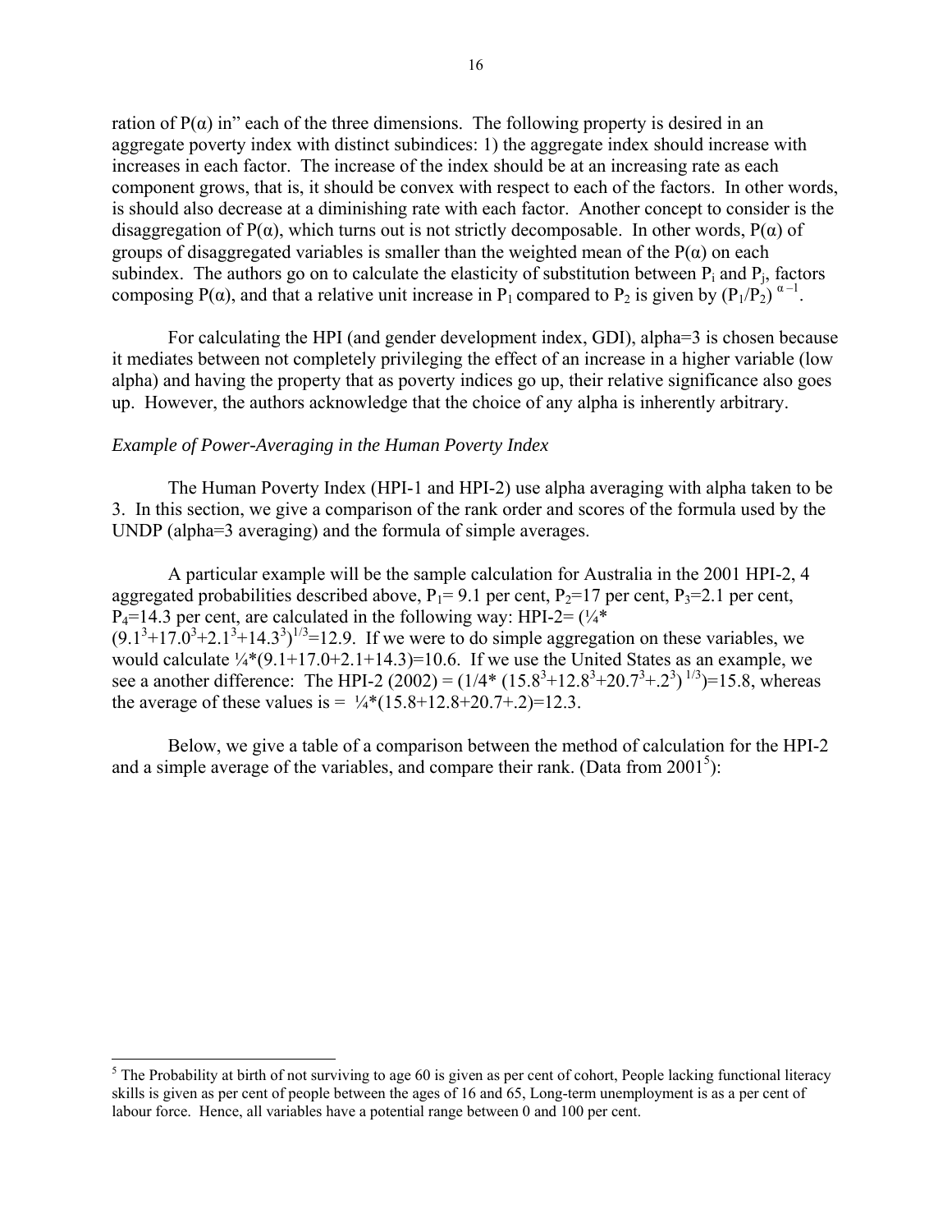ration of P(α) in" each of the three dimensions. The following property is desired in an aggregate poverty index with distinct subindices: 1) the aggregate index should increase with increases in each factor. The increase of the index should be at an increasing rate as each component grows, that is, it should be convex with respect to each of the factors. In other words, is should also decrease at a diminishing rate with each factor. Another concept to consider is the disaggregation of P(α), which turns out is not strictly decomposable. In other words, P(α) of groups of disaggregated variables is smaller than the weighted mean of the P(α) on each subindex. The authors go on to calculate the elasticity of substitution between $P_i$ and $P_j$, factors composing P(α), and that a relative unit increase in $P_1$ compared to $P_2$ is given by $(P_1/P_2)^{\alpha-1}$.

For calculating the HPI (and gender development index, GDI), alpha=3 is chosen because it mediates between not completely privileging the effect of an increase in a higher variable (low alpha) and having the property that as poverty indices go up, their relative significance also goes up. However, the authors acknowledge that the choice of any alpha is inherently arbitrary.

*Example of Power-Averaging in the Human Poverty Index*

The Human Poverty Index (HPI-1 and HPI-2) use alpha averaging with alpha taken to be 3. In this section, we give a comparison of the rank order and scores of the formula used by the UNDP (alpha=3 averaging) and the formula of simple averages.

A particular example will be the sample calculation for Australia in the 2001 HPI-2, 4 aggregated probabilities described above, $P_1$= 9.1 per cent, $P_2$=17 per cent, $P_3$=2.1 per cent, $P_4$=14.3 per cent, are calculated in the following way: HPI-2= $(\frac{1}{4}*(9.1^3+17.0^3+2.1^3+14.3^3))^{1/3}=12.9$. If we were to do simple aggregation on these variables, we would calculate $\frac{1}{4}*(9.1+17.0+2.1+14.3)=10.6$. If we use the United States as an example, we see a another difference: The HPI-2 (2002) = $(1/4*(15.8^3+12.8^3+20.7^3+.2^3)^{1/3})=15.8$, whereas the average of these values is = $\frac{1}{4}*(15.8+12.8+20.7+.2)=12.3$.

Below, we give a table of a comparison between the method of calculation for the HPI-2 and a simple average of the variables, and compare their rank. (Data from 2001[5]):

[5] The Probability at birth of not surviving to age 60 is given as per cent of cohort, People lacking functional literacy skills is given as per cent of people between the ages of 16 and 65, Long-term unemployment is as a per cent of labour force. Hence, all variables have a potential range between 0 and 100 per cent.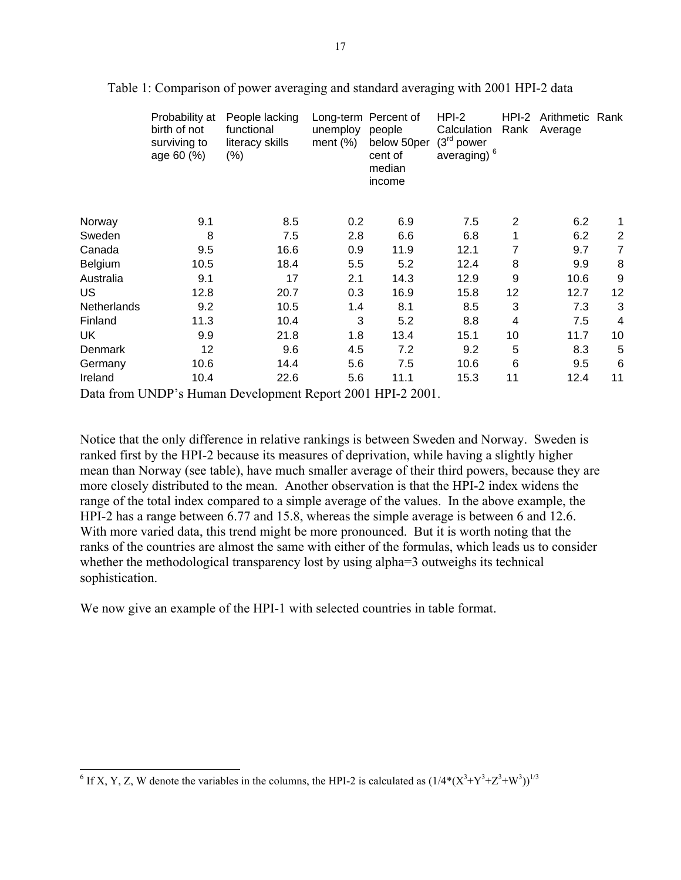Table 1: Comparison of power averaging and standard averaging with 2001 HPI-2 data

| | Probability at birth of not surviving to age 60 (%) | People lacking functional literacy skills (%) | Long-term unemployment (%) | Percent of people below 50per cent of median income | HPI-2 Calculation (3[rd] power averaging)[6] | HPI-2 Rank | Arithmetic Average | Rank |
|---|---|---|---|---|---|---|---|---|
| Norway | 9.1 | 8.5 | 0.2 | 6.9 | 7.5 | 2 | 6.2 | 1 |
| Sweden | 8 | 7.5 | 2.8 | 6.6 | 6.8 | 1 | 6.2 | 2 |
| Canada | 9.5 | 16.6 | 0.9 | 11.9 | 12.1 | 7 | 9.7 | 7 |
| Belgium | 10.5 | 18.4 | 5.5 | 5.2 | 12.4 | 8 | 9.9 | 8 |
| Australia | 9.1 | 17 | 2.1 | 14.3 | 12.9 | 9 | 10.6 | 9 |
| US | 12.8 | 20.7 | 0.3 | 16.9 | 15.8 | 12 | 12.7 | 12 |
| Netherlands | 9.2 | 10.5 | 1.4 | 8.1 | 8.5 | 3 | 7.3 | 3 |
| Finland | 11.3 | 10.4 | 3 | 5.2 | 8.8 | 4 | 7.5 | 4 |
| UK | 9.9 | 21.8 | 1.8 | 13.4 | 15.1 | 10 | 11.7 | 10 |
| Denmark | 12 | 9.6 | 4.5 | 7.2 | 9.2 | 5 | 8.3 | 5 |
| Germany | 10.6 | 14.4 | 5.6 | 7.5 | 10.6 | 6 | 9.5 | 6 |
| Ireland | 10.4 | 22.6 | 5.6 | 11.1 | 15.3 | 11 | 12.4 | 11 |

Data from UNDP's Human Development Report 2001 HPI-2 2001.

Notice that the only difference in relative rankings is between Sweden and Norway. Sweden is ranked first by the HPI-2 because its measures of deprivation, while having a slightly higher mean than Norway (see table), have much smaller average of their third powers, because they are more closely distributed to the mean. Another observation is that the HPI-2 index widens the range of the total index compared to a simple average of the values. In the above example, the HPI-2 has a range between 6.77 and 15.8, whereas the simple average is between 6 and 12.6. With more varied data, this trend might be more pronounced. But it is worth noting that the ranks of the countries are almost the same with either of the formulas, which leads us to consider whether the methodological transparency lost by using alpha=3 outweighs its technical sophistication.

We now give an example of the HPI-1 with selected countries in table format.

[6] If X, Y, Z, W denote the variables in the columns, the HPI-2 is calculated as $(1/4*(X^3+Y^3+Z^3+W^3))^{1/3}$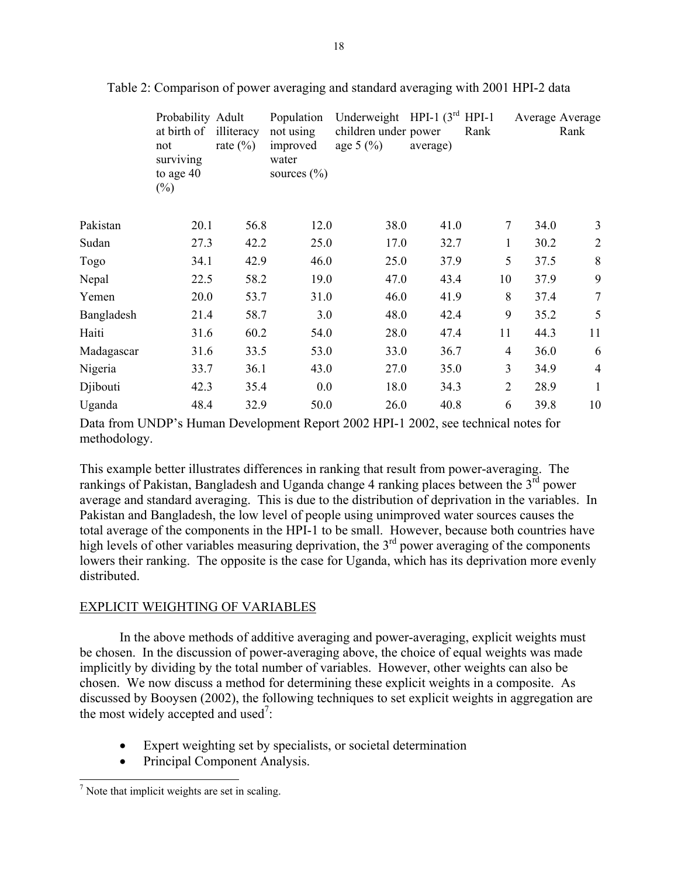Table 2: Comparison of power averaging and standard averaging with 2001 HPI-2 data

| | Probability at birth of not surviving to age 40 (%) | Adult illiteracy rate (%) | Population not using improved water sources (%) | Underweight children under age 5 (%) | HPI-1 (3rd power average) | HPI-1 Rank | Average | Average Rank |
|---|---|---|---|---|---|---|---|---|
| Pakistan | 20.1 | 56.8 | 12.0 | 38.0 | 41.0 | 7 | 34.0 | 3 |
| Sudan | 27.3 | 42.2 | 25.0 | 17.0 | 32.7 | 1 | 30.2 | 2 |
| Togo | 34.1 | 42.9 | 46.0 | 25.0 | 37.9 | 5 | 37.5 | 8 |
| Nepal | 22.5 | 58.2 | 19.0 | 47.0 | 43.4 | 10 | 37.9 | 9 |
| Yemen | 20.0 | 53.7 | 31.0 | 46.0 | 41.9 | 8 | 37.4 | 7 |
| Bangladesh | 21.4 | 58.7 | 3.0 | 48.0 | 42.4 | 9 | 35.2 | 5 |
| Haiti | 31.6 | 60.2 | 54.0 | 28.0 | 47.4 | 11 | 44.3 | 11 |
| Madagascar | 31.6 | 33.5 | 53.0 | 33.0 | 36.7 | 4 | 36.0 | 6 |
| Nigeria | 33.7 | 36.1 | 43.0 | 27.0 | 35.0 | 3 | 34.9 | 4 |
| Djibouti | 42.3 | 35.4 | 0.0 | 18.0 | 34.3 | 2 | 28.9 | 1 |
| Uganda | 48.4 | 32.9 | 50.0 | 26.0 | 40.8 | 6 | 39.8 | 10 |

Data from UNDP's Human Development Report 2002 HPI-1 2002, see technical notes for methodology.

This example better illustrates differences in ranking that result from power-averaging. The rankings of Pakistan, Bangladesh and Uganda change 4 ranking places between the 3rd power average and standard averaging. This is due to the distribution of deprivation in the variables. In Pakistan and Bangladesh, the low level of people using unimproved water sources causes the total average of the components in the HPI-1 to be small. However, because both countries have high levels of other variables measuring deprivation, the 3rd power averaging of the components lowers their ranking. The opposite is the case for Uganda, which has its deprivation more evenly distributed.

## EXPLICIT WEIGHTING OF VARIABLES

In the above methods of additive averaging and power-averaging, explicit weights must be chosen. In the discussion of power-averaging above, the choice of equal weights was made implicitly by dividing by the total number of variables. However, other weights can also be chosen. We now discuss a method for determining these explicit weights in a composite. As discussed by Booysen (2002), the following techniques to set explicit weights in aggregation are the most widely accepted and used[7]:

- Expert weighting set by specialists, or societal determination
- Principal Component Analysis.

[7] Note that implicit weights are set in scaling.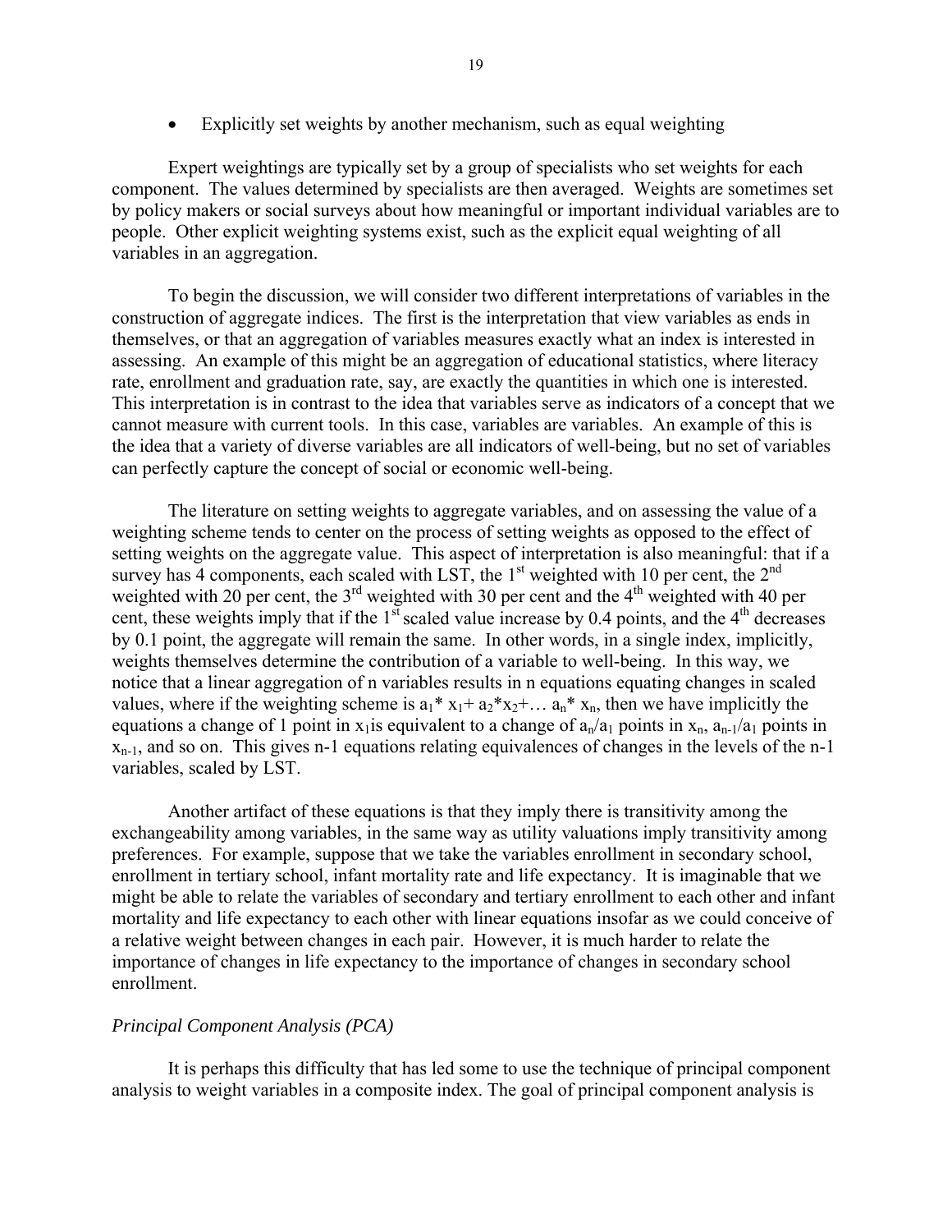- Explicitly set weights by another mechanism, such as equal weighting

Expert weightings are typically set by a group of specialists who set weights for each component. The values determined by specialists are then averaged. Weights are sometimes set by policy makers or social surveys about how meaningful or important individual variables are to people. Other explicit weighting systems exist, such as the explicit equal weighting of all variables in an aggregation.

To begin the discussion, we will consider two different interpretations of variables in the construction of aggregate indices. The first is the interpretation that view variables as ends in themselves, or that an aggregation of variables measures exactly what an index is interested in assessing. An example of this might be an aggregation of educational statistics, where literacy rate, enrollment and graduation rate, say, are exactly the quantities in which one is interested. This interpretation is in contrast to the idea that variables serve as indicators of a concept that we cannot measure with current tools. In this case, variables are variables. An example of this is the idea that a variety of diverse variables are all indicators of well-being, but no set of variables can perfectly capture the concept of social or economic well-being.

The literature on setting weights to aggregate variables, and on assessing the value of a weighting scheme tends to center on the process of setting weights as opposed to the effect of setting weights on the aggregate value. This aspect of interpretation is also meaningful: that if a survey has 4 components, each scaled with LST, the 1st weighted with 10 per cent, the 2nd weighted with 20 per cent, the 3rd weighted with 30 per cent and the 4th weighted with 40 per cent, these weights imply that if the 1st scaled value increase by 0.4 points, and the 4th decreases by 0.1 point, the aggregate will remain the same. In other words, in a single index, implicitly, weights themselves determine the contribution of a variable to well-being. In this way, we notice that a linear aggregation of n variables results in n equations equating changes in scaled values, where if the weighting scheme is $a_1 * x_1 + a_2 * x_2 + \dots a_n * x_n$, then we have implicitly the equations a change of 1 point in $x_1$ is equivalent to a change of $a_n/a_1$ points in $x_n$, $a_{n-1}/a_1$ points in $x_{n-1}$, and so on. This gives n-1 equations relating equivalences of changes in the levels of the n-1 variables, scaled by LST.

Another artifact of these equations is that they imply there is transitivity among the exchangeability among variables, in the same way as utility valuations imply transitivity among preferences. For example, suppose that we take the variables enrollment in secondary school, enrollment in tertiary school, infant mortality rate and life expectancy. It is imaginable that we might be able to relate the variables of secondary and tertiary enrollment to each other and infant mortality and life expectancy to each other with linear equations insofar as we could conceive of a relative weight between changes in each pair. However, it is much harder to relate the importance of changes in life expectancy to the importance of changes in secondary school enrollment.

*Principal Component Analysis (PCA)*

It is perhaps this difficulty that has led some to use the technique of principal component analysis to weight variables in a composite index. The goal of principal component analysis is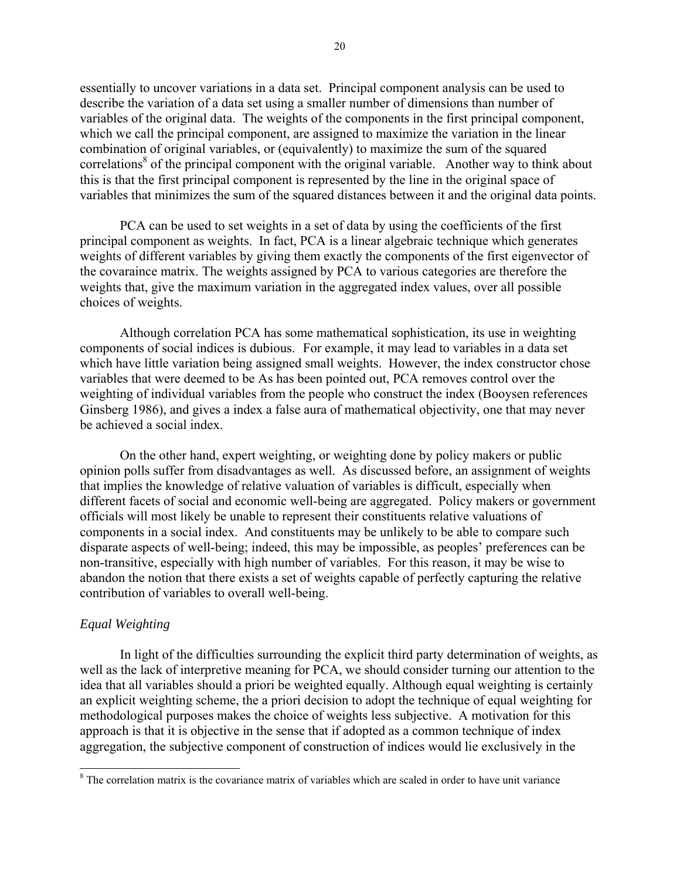essentially to uncover variations in a data set. Principal component analysis can be used to describe the variation of a data set using a smaller number of dimensions than number of variables of the original data. The weights of the components in the first principal component, which we call the principal component, are assigned to maximize the variation in the linear combination of original variables, or (equivalently) to maximize the sum of the squared correlations[8] of the principal component with the original variable. Another way to think about this is that the first principal component is represented by the line in the original space of variables that minimizes the sum of the squared distances between it and the original data points.

PCA can be used to set weights in a set of data by using the coefficients of the first principal component as weights. In fact, PCA is a linear algebraic technique which generates weights of different variables by giving them exactly the components of the first eigenvector of the covaraince matrix. The weights assigned by PCA to various categories are therefore the weights that, give the maximum variation in the aggregated index values, over all possible choices of weights.

Although correlation PCA has some mathematical sophistication, its use in weighting components of social indices is dubious. For example, it may lead to variables in a data set which have little variation being assigned small weights. However, the index constructor chose variables that were deemed to be As has been pointed out, PCA removes control over the weighting of individual variables from the people who construct the index (Booysen references Ginsberg 1986), and gives a index a false aura of mathematical objectivity, one that may never be achieved a social index.

On the other hand, expert weighting, or weighting done by policy makers or public opinion polls suffer from disadvantages as well. As discussed before, an assignment of weights that implies the knowledge of relative valuation of variables is difficult, especially when different facets of social and economic well-being are aggregated. Policy makers or government officials will most likely be unable to represent their constituents relative valuations of components in a social index. And constituents may be unlikely to be able to compare such disparate aspects of well-being; indeed, this may be impossible, as peoples' preferences can be non-transitive, especially with high number of variables. For this reason, it may be wise to abandon the notion that there exists a set of weights capable of perfectly capturing the relative contribution of variables to overall well-being.

*Equal Weighting*

In light of the difficulties surrounding the explicit third party determination of weights, as well as the lack of interpretive meaning for PCA, we should consider turning our attention to the idea that all variables should a priori be weighted equally. Although equal weighting is certainly an explicit weighting scheme, the a priori decision to adopt the technique of equal weighting for methodological purposes makes the choice of weights less subjective. A motivation for this approach is that it is objective in the sense that if adopted as a common technique of index aggregation, the subjective component of construction of indices would lie exclusively in the

[8] The correlation matrix is the covariance matrix of variables which are scaled in order to have unit variance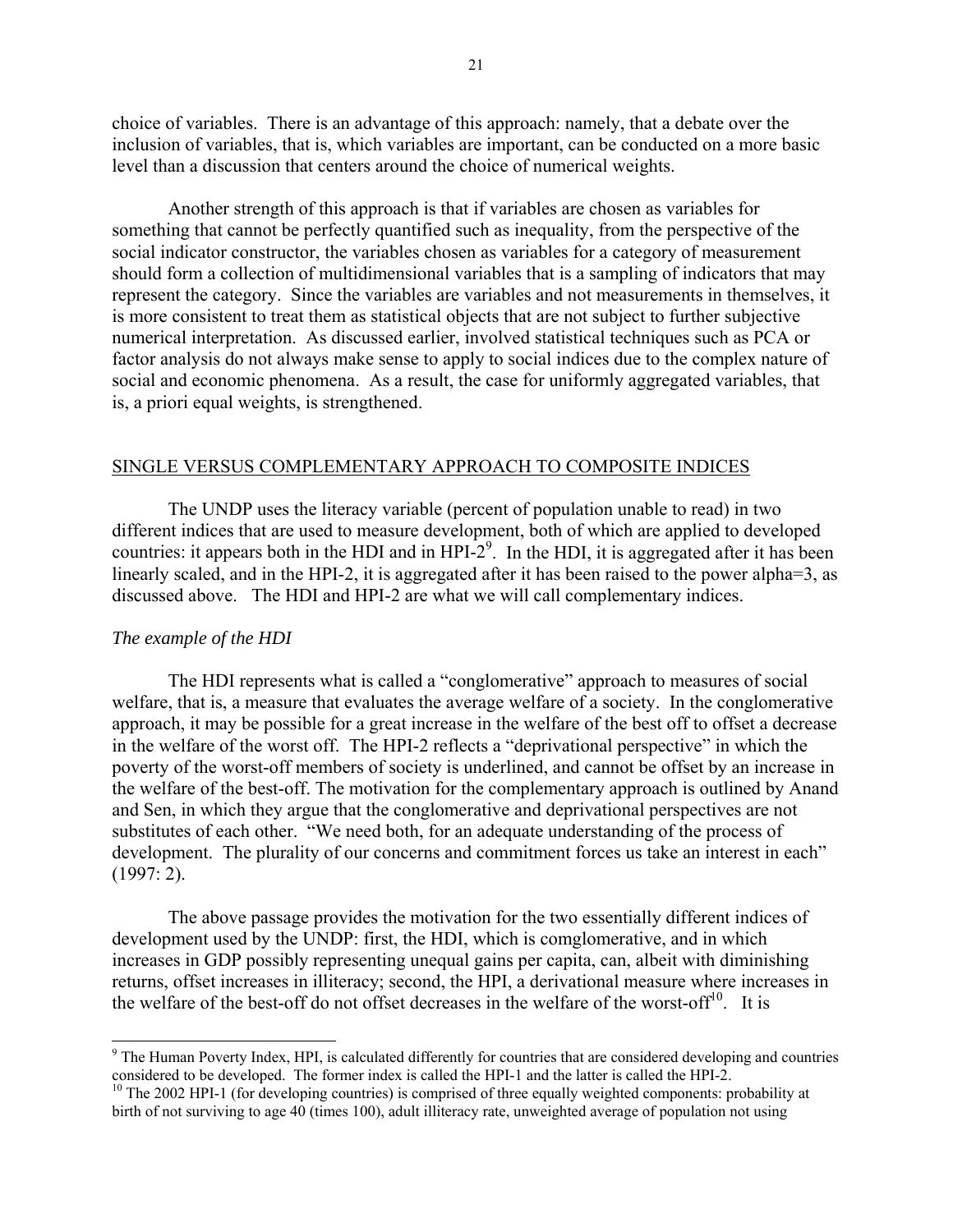choice of variables. There is an advantage of this approach: namely, that a debate over the inclusion of variables, that is, which variables are important, can be conducted on a more basic level than a discussion that centers around the choice of numerical weights.

Another strength of this approach is that if variables are chosen as variables for something that cannot be perfectly quantified such as inequality, from the perspective of the social indicator constructor, the variables chosen as variables for a category of measurement should form a collection of multidimensional variables that is a sampling of indicators that may represent the category. Since the variables are variables and not measurements in themselves, it is more consistent to treat them as statistical objects that are not subject to further subjective numerical interpretation. As discussed earlier, involved statistical techniques such as PCA or factor analysis do not always make sense to apply to social indices due to the complex nature of social and economic phenomena. As a result, the case for uniformly aggregated variables, that is, a priori equal weights, is strengthened.

## SINGLE VERSUS COMPLEMENTARY APPROACH TO COMPOSITE INDICES

The UNDP uses the literacy variable (percent of population unable to read) in two different indices that are used to measure development, both of which are applied to developed countries: it appears both in the HDI and in HPI-2[9]. In the HDI, it is aggregated after it has been linearly scaled, and in the HPI-2, it is aggregated after it has been raised to the power alpha=3, as discussed above. The HDI and HPI-2 are what we will call complementary indices.

### *The example of the HDI*

The HDI represents what is called a "conglomerative" approach to measures of social welfare, that is, a measure that evaluates the average welfare of a society. In the conglomerative approach, it may be possible for a great increase in the welfare of the best off to offset a decrease in the welfare of the worst off. The HPI-2 reflects a "deprivational perspective" in which the poverty of the worst-off members of society is underlined, and cannot be offset by an increase in the welfare of the best-off. The motivation for the complementary approach is outlined by Anand and Sen, in which they argue that the conglomerative and deprivational perspectives are not substitutes of each other. "We need both, for an adequate understanding of the process of development. The plurality of our concerns and commitment forces us take an interest in each" (1997: 2).

The above passage provides the motivation for the two essentially different indices of development used by the UNDP: first, the HDI, which is comglomerative, and in which increases in GDP possibly representing unequal gains per capita, can, albeit with diminishing returns, offset increases in illiteracy; second, the HPI, a derivational measure where increases in the welfare of the best-off do not offset decreases in the welfare of the worst-off[10]. It is

---

[9] The Human Poverty Index, HPI, is calculated differently for countries that are considered developing and countries considered to be developed. The former index is called the HPI-1 and the latter is called the HPI-2.

[10] The 2002 HPI-1 (for developing countries) is comprised of three equally weighted components: probability at birth of not surviving to age 40 (times 100), adult illiteracy rate, unweighted average of population not using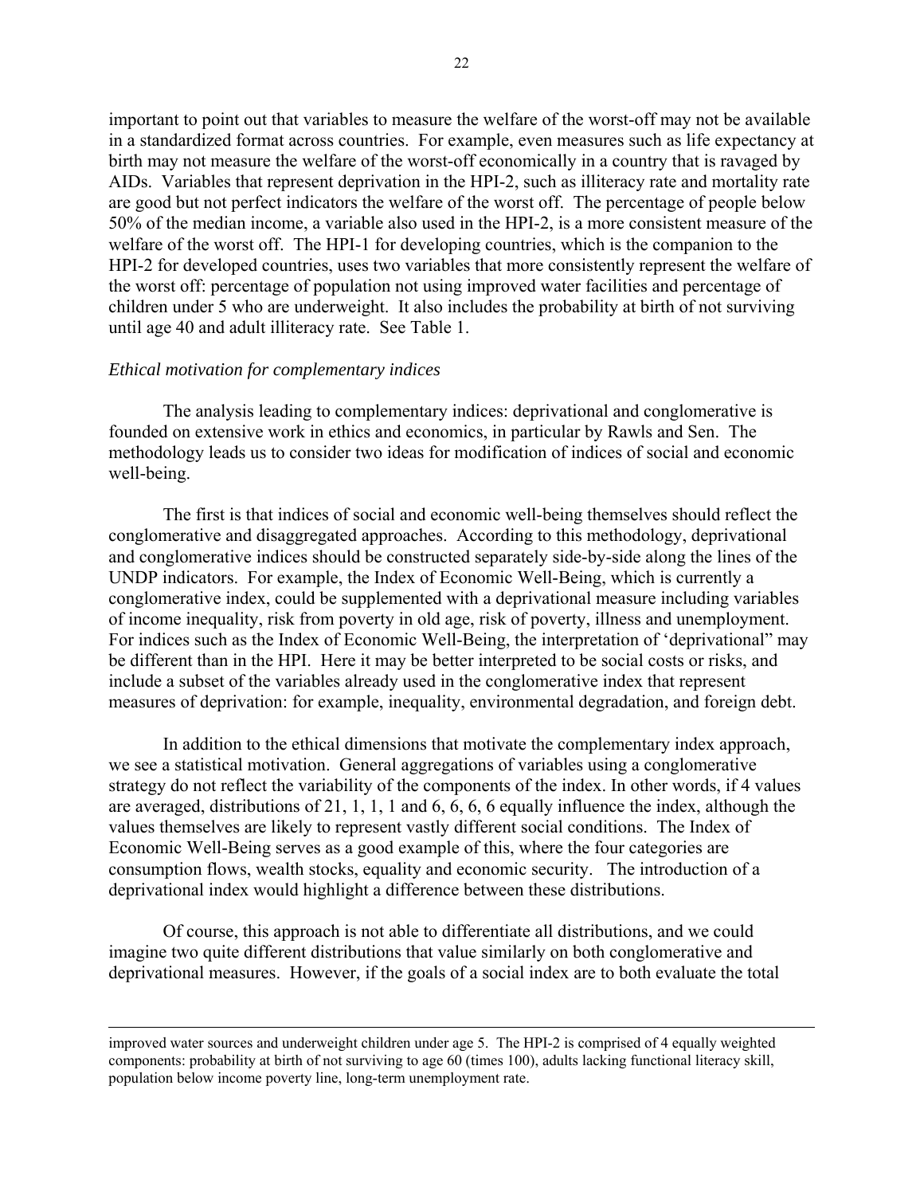important to point out that variables to measure the welfare of the worst-off may not be available in a standardized format across countries. For example, even measures such as life expectancy at birth may not measure the welfare of the worst-off economically in a country that is ravaged by AIDs. Variables that represent deprivation in the HPI-2, such as illiteracy rate and mortality rate are good but not perfect indicators the welfare of the worst off. The percentage of people below 50% of the median income, a variable also used in the HPI-2, is a more consistent measure of the welfare of the worst off. The HPI-1 for developing countries, which is the companion to the HPI-2 for developed countries, uses two variables that more consistently represent the welfare of the worst off: percentage of population not using improved water facilities and percentage of children under 5 who are underweight. It also includes the probability at birth of not surviving until age 40 and adult illiteracy rate. See Table 1.

*Ethical motivation for complementary indices*

The analysis leading to complementary indices: deprivational and conglomerative is founded on extensive work in ethics and economics, in particular by Rawls and Sen. The methodology leads us to consider two ideas for modification of indices of social and economic well-being.

The first is that indices of social and economic well-being themselves should reflect the conglomerative and disaggregated approaches. According to this methodology, deprivational and conglomerative indices should be constructed separately side-by-side along the lines of the UNDP indicators. For example, the Index of Economic Well-Being, which is currently a conglomerative index, could be supplemented with a deprivational measure including variables of income inequality, risk from poverty in old age, risk of poverty, illness and unemployment. For indices such as the Index of Economic Well-Being, the interpretation of 'deprivational" may be different than in the HPI. Here it may be better interpreted to be social costs or risks, and include a subset of the variables already used in the conglomerative index that represent measures of deprivation: for example, inequality, environmental degradation, and foreign debt.

In addition to the ethical dimensions that motivate the complementary index approach, we see a statistical motivation. General aggregations of variables using a conglomerative strategy do not reflect the variability of the components of the index. In other words, if 4 values are averaged, distributions of 21, 1, 1, 1 and 6, 6, 6, 6 equally influence the index, although the values themselves are likely to represent vastly different social conditions. The Index of Economic Well-Being serves as a good example of this, where the four categories are consumption flows, wealth stocks, equality and economic security. The introduction of a deprivational index would highlight a difference between these distributions.

Of course, this approach is not able to differentiate all distributions, and we could imagine two quite different distributions that value similarly on both conglomerative and deprivational measures. However, if the goals of a social index are to both evaluate the total

---

improved water sources and underweight children under age 5. The HPI-2 is comprised of 4 equally weighted components: probability at birth of not surviving to age 60 (times 100), adults lacking functional literacy skill, population below income poverty line, long-term unemployment rate.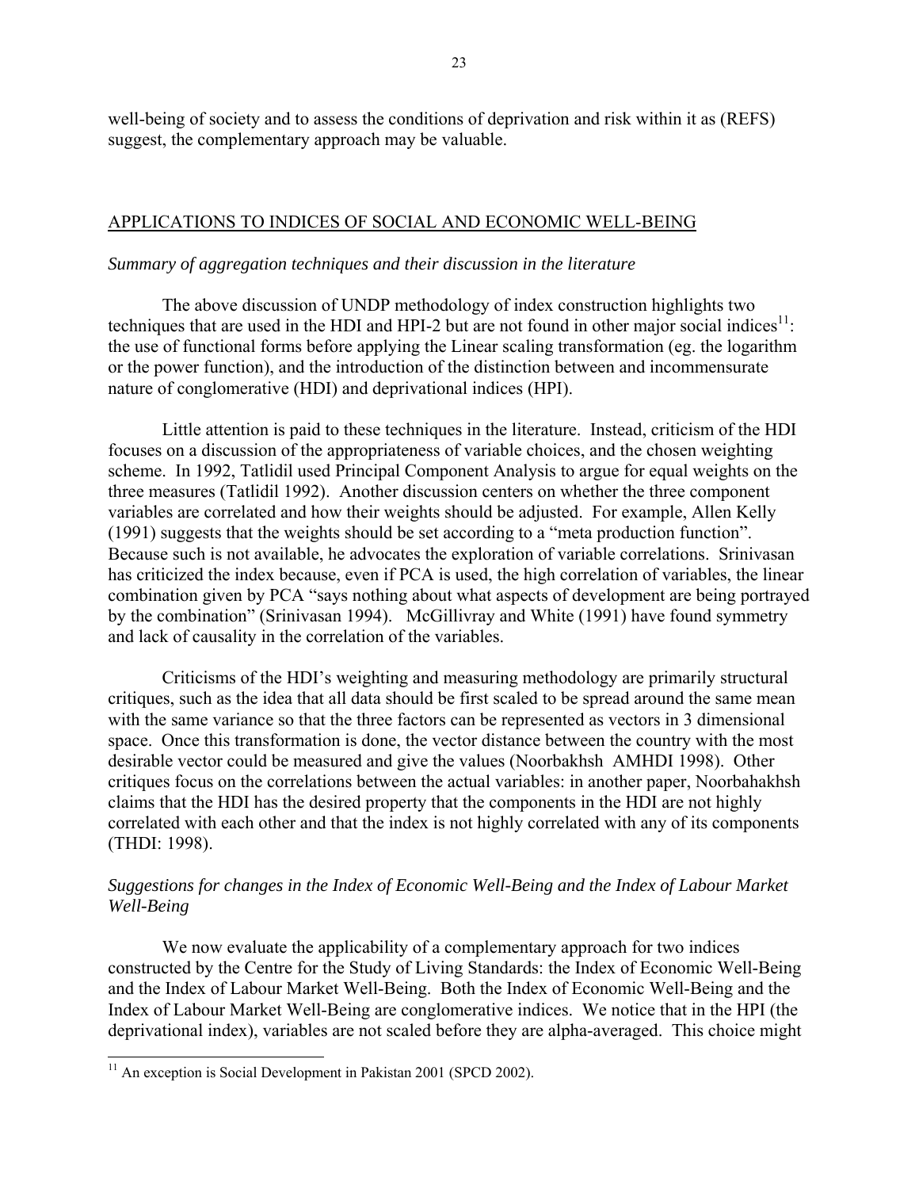well-being of society and to assess the conditions of deprivation and risk within it as (REFS) suggest, the complementary approach may be valuable.

## APPLICATIONS TO INDICES OF SOCIAL AND ECONOMIC WELL-BEING

### *Summary of aggregation techniques and their discussion in the literature*

The above discussion of UNDP methodology of index construction highlights two techniques that are used in the HDI and HPI-2 but are not found in other major social indices[11]: the use of functional forms before applying the Linear scaling transformation (eg. the logarithm or the power function), and the introduction of the distinction between and incommensurate nature of conglomerative (HDI) and deprivational indices (HPI).

Little attention is paid to these techniques in the literature. Instead, criticism of the HDI focuses on a discussion of the appropriateness of variable choices, and the chosen weighting scheme. In 1992, Tatlidil used Principal Component Analysis to argue for equal weights on the three measures (Tatlidil 1992). Another discussion centers on whether the three component variables are correlated and how their weights should be adjusted. For example, Allen Kelly (1991) suggests that the weights should be set according to a "meta production function". Because such is not available, he advocates the exploration of variable correlations. Srinivasan has criticized the index because, even if PCA is used, the high correlation of variables, the linear combination given by PCA "says nothing about what aspects of development are being portrayed by the combination" (Srinivasan 1994). McGillivray and White (1991) have found symmetry and lack of causality in the correlation of the variables.

Criticisms of the HDI's weighting and measuring methodology are primarily structural critiques, such as the idea that all data should be first scaled to be spread around the same mean with the same variance so that the three factors can be represented as vectors in 3 dimensional space. Once this transformation is done, the vector distance between the country with the most desirable vector could be measured and give the values (Noorbakhsh AMHDI 1998). Other critiques focus on the correlations between the actual variables: in another paper, Noorbahakhsh claims that the HDI has the desired property that the components in the HDI are not highly correlated with each other and that the index is not highly correlated with any of its components (THDI: 1998).

### *Suggestions for changes in the Index of Economic Well-Being and the Index of Labour Market Well-Being*

We now evaluate the applicability of a complementary approach for two indices constructed by the Centre for the Study of Living Standards: the Index of Economic Well-Being and the Index of Labour Market Well-Being. Both the Index of Economic Well-Being and the Index of Labour Market Well-Being are conglomerative indices. We notice that in the HPI (the deprivational index), variables are not scaled before they are alpha-averaged. This choice might

[11] An exception is Social Development in Pakistan 2001 (SPCD 2002).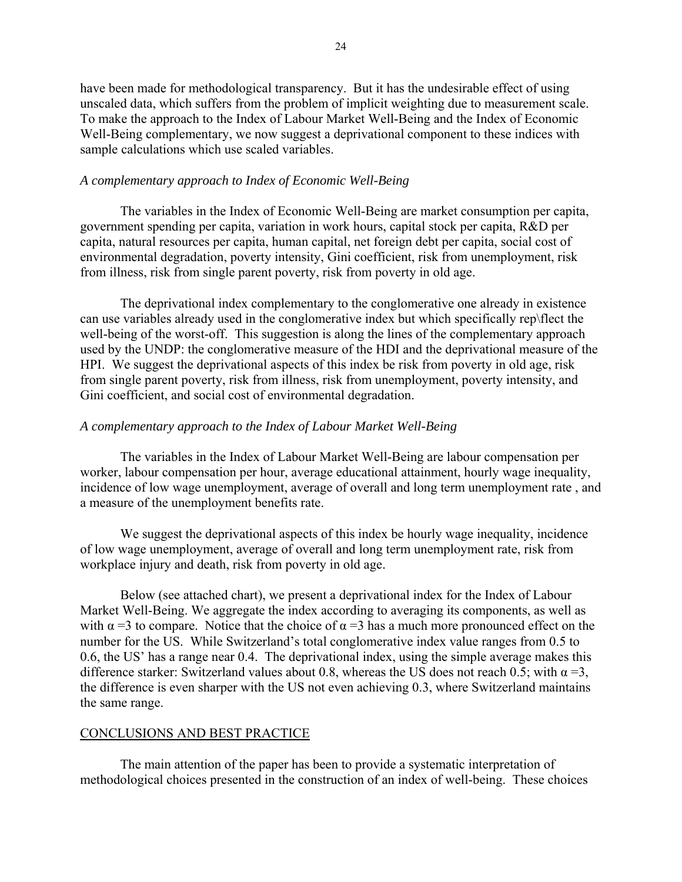have been made for methodological transparency. But it has the undesirable effect of using unscaled data, which suffers from the problem of implicit weighting due to measurement scale. To make the approach to the Index of Labour Market Well-Being and the Index of Economic Well-Being complementary, we now suggest a deprivational component to these indices with sample calculations which use scaled variables.

*A complementary approach to Index of Economic Well-Being*

The variables in the Index of Economic Well-Being are market consumption per capita, government spending per capita, variation in work hours, capital stock per capita, R&D per capita, natural resources per capita, human capital, net foreign debt per capita, social cost of environmental degradation, poverty intensity, Gini coefficient, risk from unemployment, risk from illness, risk from single parent poverty, risk from poverty in old age.

The deprivational index complementary to the conglomerative one already in existence can use variables already used in the conglomerative index but which specifically rep\flect the well-being of the worst-off. This suggestion is along the lines of the complementary approach used by the UNDP: the conglomerative measure of the HDI and the deprivational measure of the HPI. We suggest the deprivational aspects of this index be risk from poverty in old age, risk from single parent poverty, risk from illness, risk from unemployment, poverty intensity, and Gini coefficient, and social cost of environmental degradation.

*A complementary approach to the Index of Labour Market Well-Being*

The variables in the Index of Labour Market Well-Being are labour compensation per worker, labour compensation per hour, average educational attainment, hourly wage inequality, incidence of low wage unemployment, average of overall and long term unemployment rate , and a measure of the unemployment benefits rate.

We suggest the deprivational aspects of this index be hourly wage inequality, incidence of low wage unemployment, average of overall and long term unemployment rate, risk from workplace injury and death, risk from poverty in old age.

Below (see attached chart), we present a deprivational index for the Index of Labour Market Well-Being. We aggregate the index according to averaging its components, as well as with $\alpha = 3$ to compare. Notice that the choice of $\alpha = 3$ has a much more pronounced effect on the number for the US. While Switzerland's total conglomerative index value ranges from 0.5 to 0.6, the US' has a range near 0.4. The deprivational index, using the simple average makes this difference starker: Switzerland values about 0.8, whereas the US does not reach 0.5; with $\alpha = 3$, the difference is even sharper with the US not even achieving 0.3, where Switzerland maintains the same range.

## CONCLUSIONS AND BEST PRACTICE

The main attention of the paper has been to provide a systematic interpretation of methodological choices presented in the construction of an index of well-being. These choices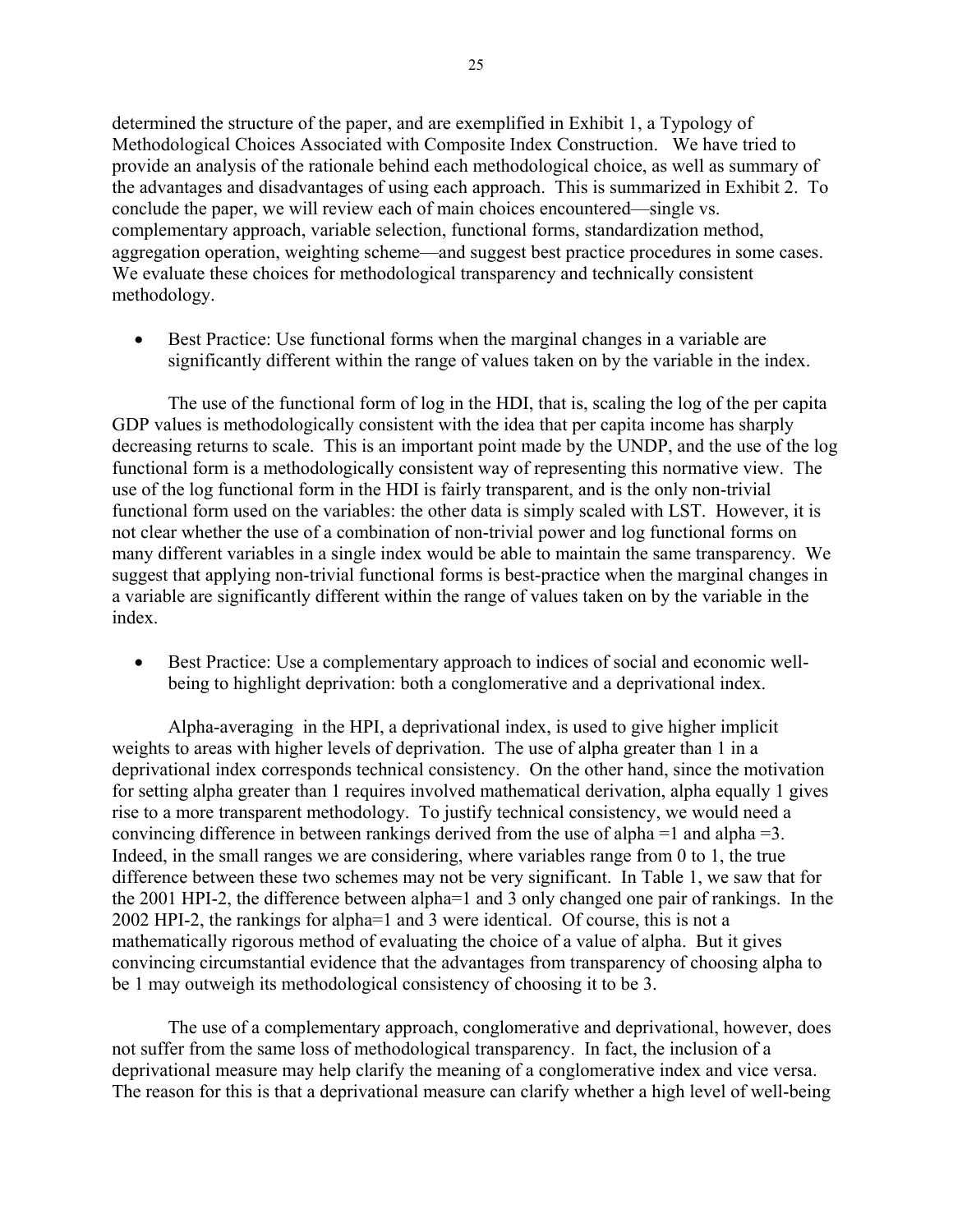determined the structure of the paper, and are exemplified in Exhibit 1, a Typology of Methodological Choices Associated with Composite Index Construction. We have tried to provide an analysis of the rationale behind each methodological choice, as well as summary of the advantages and disadvantages of using each approach. This is summarized in Exhibit 2. To conclude the paper, we will review each of main choices encountered—single vs. complementary approach, variable selection, functional forms, standardization method, aggregation operation, weighting scheme—and suggest best practice procedures in some cases. We evaluate these choices for methodological transparency and technically consistent methodology.

- Best Practice: Use functional forms when the marginal changes in a variable are significantly different within the range of values taken on by the variable in the index.

The use of the functional form of log in the HDI, that is, scaling the log of the per capita GDP values is methodologically consistent with the idea that per capita income has sharply decreasing returns to scale. This is an important point made by the UNDP, and the use of the log functional form is a methodologically consistent way of representing this normative view. The use of the log functional form in the HDI is fairly transparent, and is the only non-trivial functional form used on the variables: the other data is simply scaled with LST. However, it is not clear whether the use of a combination of non-trivial power and log functional forms on many different variables in a single index would be able to maintain the same transparency. We suggest that applying non-trivial functional forms is best-practice when the marginal changes in a variable are significantly different within the range of values taken on by the variable in the index.

- Best Practice: Use a complementary approach to indices of social and economic well-being to highlight deprivation: both a conglomerative and a deprivational index.

Alpha-averaging in the HPI, a deprivational index, is used to give higher implicit weights to areas with higher levels of deprivation. The use of alpha greater than 1 in a deprivational index corresponds technical consistency. On the other hand, since the motivation for setting alpha greater than 1 requires involved mathematical derivation, alpha equally 1 gives rise to a more transparent methodology. To justify technical consistency, we would need a convincing difference in between rankings derived from the use of alpha =1 and alpha =3. Indeed, in the small ranges we are considering, where variables range from 0 to 1, the true difference between these two schemes may not be very significant. In Table 1, we saw that for the 2001 HPI-2, the difference between alpha=1 and 3 only changed one pair of rankings. In the 2002 HPI-2, the rankings for alpha=1 and 3 were identical. Of course, this is not a mathematically rigorous method of evaluating the choice of a value of alpha. But it gives convincing circumstantial evidence that the advantages from transparency of choosing alpha to be 1 may outweigh its methodological consistency of choosing it to be 3.

The use of a complementary approach, conglomerative and deprivational, however, does not suffer from the same loss of methodological transparency. In fact, the inclusion of a deprivational measure may help clarify the meaning of a conglomerative index and vice versa. The reason for this is that a deprivational measure can clarify whether a high level of well-being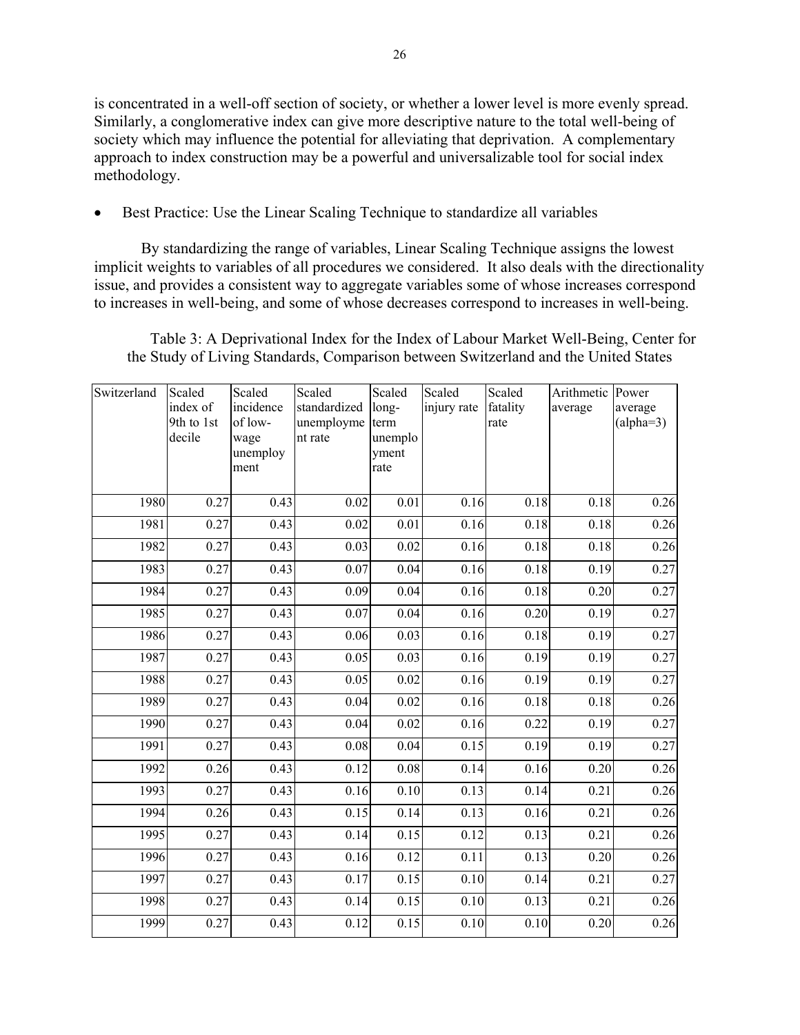is concentrated in a well-off section of society, or whether a lower level is more evenly spread. Similarly, a conglomerative index can give more descriptive nature to the total well-being of society which may influence the potential for alleviating that deprivation. A complementary approach to index construction may be a powerful and universalizable tool for social index methodology.

- Best Practice: Use the Linear Scaling Technique to standardize all variables

By standardizing the range of variables, Linear Scaling Technique assigns the lowest implicit weights to variables of all procedures we considered. It also deals with the directionality issue, and provides a consistent way to aggregate variables some of whose increases correspond to increases in well-being, and some of whose decreases correspond to increases in well-being.

Table 3: A Deprivational Index for the Index of Labour Market Well-Being, Center for the Study of Living Standards, Comparison between Switzerland and the United States

| Switzerland | Scaled index of 9th to 1st decile | Scaled incidence of low-wage unemployment | Scaled standardized unemployment rate | Scaled long-term unemployment rate | Scaled injury rate | Scaled fatality rate | Arithmetic average | Power average (alpha=3) |
|---|---|---|---|---|---|---|---|---|
| 1980 | 0.27 | 0.43 | 0.02 | 0.01 | 0.16 | 0.18 | 0.18 | 0.26 |
| 1981 | 0.27 | 0.43 | 0.02 | 0.01 | 0.16 | 0.18 | 0.18 | 0.26 |
| 1982 | 0.27 | 0.43 | 0.03 | 0.02 | 0.16 | 0.18 | 0.18 | 0.26 |
| 1983 | 0.27 | 0.43 | 0.07 | 0.04 | 0.16 | 0.18 | 0.19 | 0.27 |
| 1984 | 0.27 | 0.43 | 0.09 | 0.04 | 0.16 | 0.18 | 0.20 | 0.27 |
| 1985 | 0.27 | 0.43 | 0.07 | 0.04 | 0.16 | 0.20 | 0.19 | 0.27 |
| 1986 | 0.27 | 0.43 | 0.06 | 0.03 | 0.16 | 0.18 | 0.19 | 0.27 |
| 1987 | 0.27 | 0.43 | 0.05 | 0.03 | 0.16 | 0.19 | 0.19 | 0.27 |
| 1988 | 0.27 | 0.43 | 0.05 | 0.02 | 0.16 | 0.19 | 0.19 | 0.27 |
| 1989 | 0.27 | 0.43 | 0.04 | 0.02 | 0.16 | 0.18 | 0.18 | 0.26 |
| 1990 | 0.27 | 0.43 | 0.04 | 0.02 | 0.16 | 0.22 | 0.19 | 0.27 |
| 1991 | 0.27 | 0.43 | 0.08 | 0.04 | 0.15 | 0.19 | 0.19 | 0.27 |
| 1992 | 0.26 | 0.43 | 0.12 | 0.08 | 0.14 | 0.16 | 0.20 | 0.26 |
| 1993 | 0.27 | 0.43 | 0.16 | 0.10 | 0.13 | 0.14 | 0.21 | 0.26 |
| 1994 | 0.26 | 0.43 | 0.15 | 0.14 | 0.13 | 0.16 | 0.21 | 0.26 |
| 1995 | 0.27 | 0.43 | 0.14 | 0.15 | 0.12 | 0.13 | 0.21 | 0.26 |
| 1996 | 0.27 | 0.43 | 0.16 | 0.12 | 0.11 | 0.13 | 0.20 | 0.26 |
| 1997 | 0.27 | 0.43 | 0.17 | 0.15 | 0.10 | 0.14 | 0.21 | 0.27 |
| 1998 | 0.27 | 0.43 | 0.14 | 0.15 | 0.10 | 0.13 | 0.21 | 0.26 |
| 1999 | 0.27 | 0.43 | 0.12 | 0.15 | 0.10 | 0.10 | 0.20 | 0.26 |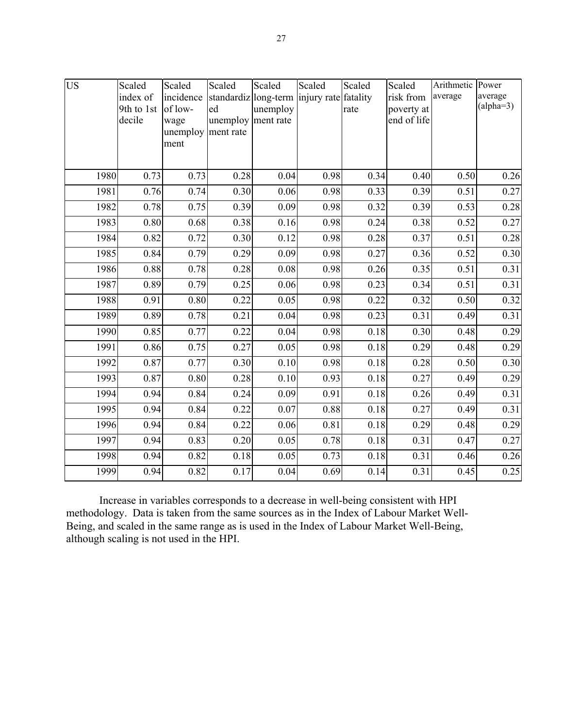| US | Scaled index of 9th to 1st decile | Scaled incidence of low-wage unemployment | Scaled standardized unemployment rate | Scaled long-term unemployment rate | Scaled injury rate | Scaled fatality rate | Scaled risk from poverty at end of life | Arithmetic average | Power average (alpha=3) |
|---|---|---|---|---|---|---|---|---|---|
| 1980 | 0.73 | 0.73 | 0.28 | 0.04 | 0.98 | 0.34 | 0.40 | 0.50 | 0.26 |
| 1981 | 0.76 | 0.74 | 0.30 | 0.06 | 0.98 | 0.33 | 0.39 | 0.51 | 0.27 |
| 1982 | 0.78 | 0.75 | 0.39 | 0.09 | 0.98 | 0.32 | 0.39 | 0.53 | 0.28 |
| 1983 | 0.80 | 0.68 | 0.38 | 0.16 | 0.98 | 0.24 | 0.38 | 0.52 | 0.27 |
| 1984 | 0.82 | 0.72 | 0.30 | 0.12 | 0.98 | 0.28 | 0.37 | 0.51 | 0.28 |
| 1985 | 0.84 | 0.79 | 0.29 | 0.09 | 0.98 | 0.27 | 0.36 | 0.52 | 0.30 |
| 1986 | 0.88 | 0.78 | 0.28 | 0.08 | 0.98 | 0.26 | 0.35 | 0.51 | 0.31 |
| 1987 | 0.89 | 0.79 | 0.25 | 0.06 | 0.98 | 0.23 | 0.34 | 0.51 | 0.31 |
| 1988 | 0.91 | 0.80 | 0.22 | 0.05 | 0.98 | 0.22 | 0.32 | 0.50 | 0.32 |
| 1989 | 0.89 | 0.78 | 0.21 | 0.04 | 0.98 | 0.23 | 0.31 | 0.49 | 0.31 |
| 1990 | 0.85 | 0.77 | 0.22 | 0.04 | 0.98 | 0.18 | 0.30 | 0.48 | 0.29 |
| 1991 | 0.86 | 0.75 | 0.27 | 0.05 | 0.98 | 0.18 | 0.29 | 0.48 | 0.29 |
| 1992 | 0.87 | 0.77 | 0.30 | 0.10 | 0.98 | 0.18 | 0.28 | 0.50 | 0.30 |
| 1993 | 0.87 | 0.80 | 0.28 | 0.10 | 0.93 | 0.18 | 0.27 | 0.49 | 0.29 |
| 1994 | 0.94 | 0.84 | 0.24 | 0.09 | 0.91 | 0.18 | 0.26 | 0.49 | 0.31 |
| 1995 | 0.94 | 0.84 | 0.22 | 0.07 | 0.88 | 0.18 | 0.27 | 0.49 | 0.31 |
| 1996 | 0.94 | 0.84 | 0.22 | 0.06 | 0.81 | 0.18 | 0.29 | 0.48 | 0.29 |
| 1997 | 0.94 | 0.83 | 0.20 | 0.05 | 0.78 | 0.18 | 0.31 | 0.47 | 0.27 |
| 1998 | 0.94 | 0.82 | 0.18 | 0.05 | 0.73 | 0.18 | 0.31 | 0.46 | 0.26 |
| 1999 | 0.94 | 0.82 | 0.17 | 0.04 | 0.69 | 0.14 | 0.31 | 0.45 | 0.25 |

Increase in variables corresponds to a decrease in well-being consistent with HPI methodology. Data is taken from the same sources as in the Index of Labour Market Well-Being, and scaled in the same range as is used in the Index of Labour Market Well-Being, although scaling is not used in the HPI.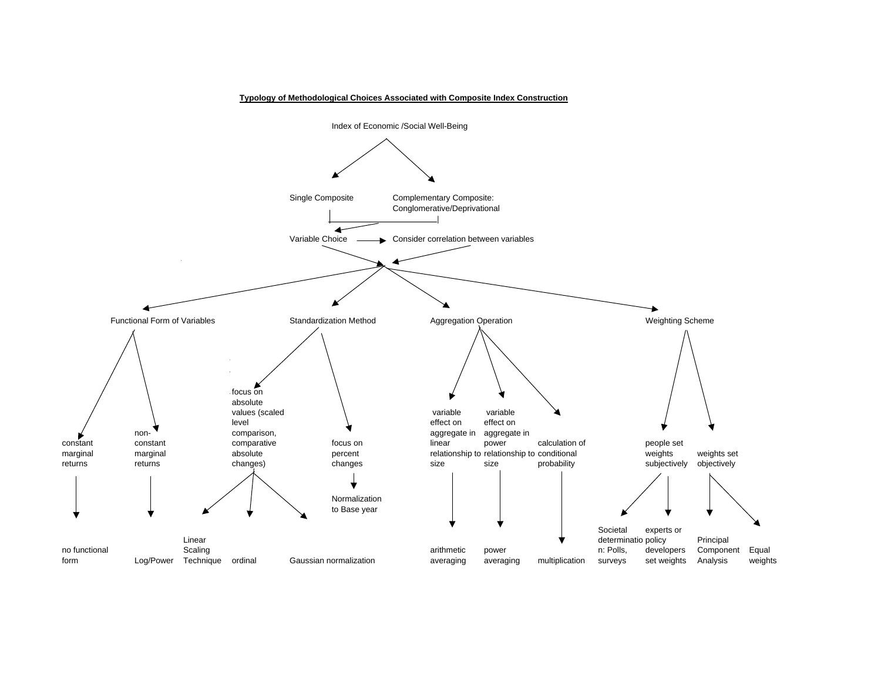**Typology of Methodological Choices Associated with Composite Index Construction**

Index of Economic /Social Well-Being

- Single Composite
- Complementary Composite: Conglomerative/Deprivational

Variable Choice → Consider correlation between variables

- Functional Form of Variables
  - constant marginal returns
    - no functional form
  - non-constant marginal returns
    - Log/Power
- Standardization Method
  - focus on absolute values (scaled level comparison, comparative absolute changes)
    - Linear Scaling Technique
    - ordinal
    - Gaussian normalization
  - focus on percent changes
    - Normalization to Base year
- Aggregation Operation
  - variable effect on aggregate in linear relationship to size
    - arithmetic averaging
  - variable effect on aggregate in power relationship to size
    - power averaging
  - calculation of conditional probability
    - multiplication
- Weighting Scheme
  - people set weights subjectively
    - Societal determination: Polls, surveys
    - experts or policy developers set weights
  - weights set objectively
    - Principal Component Analysis
    - Equal weights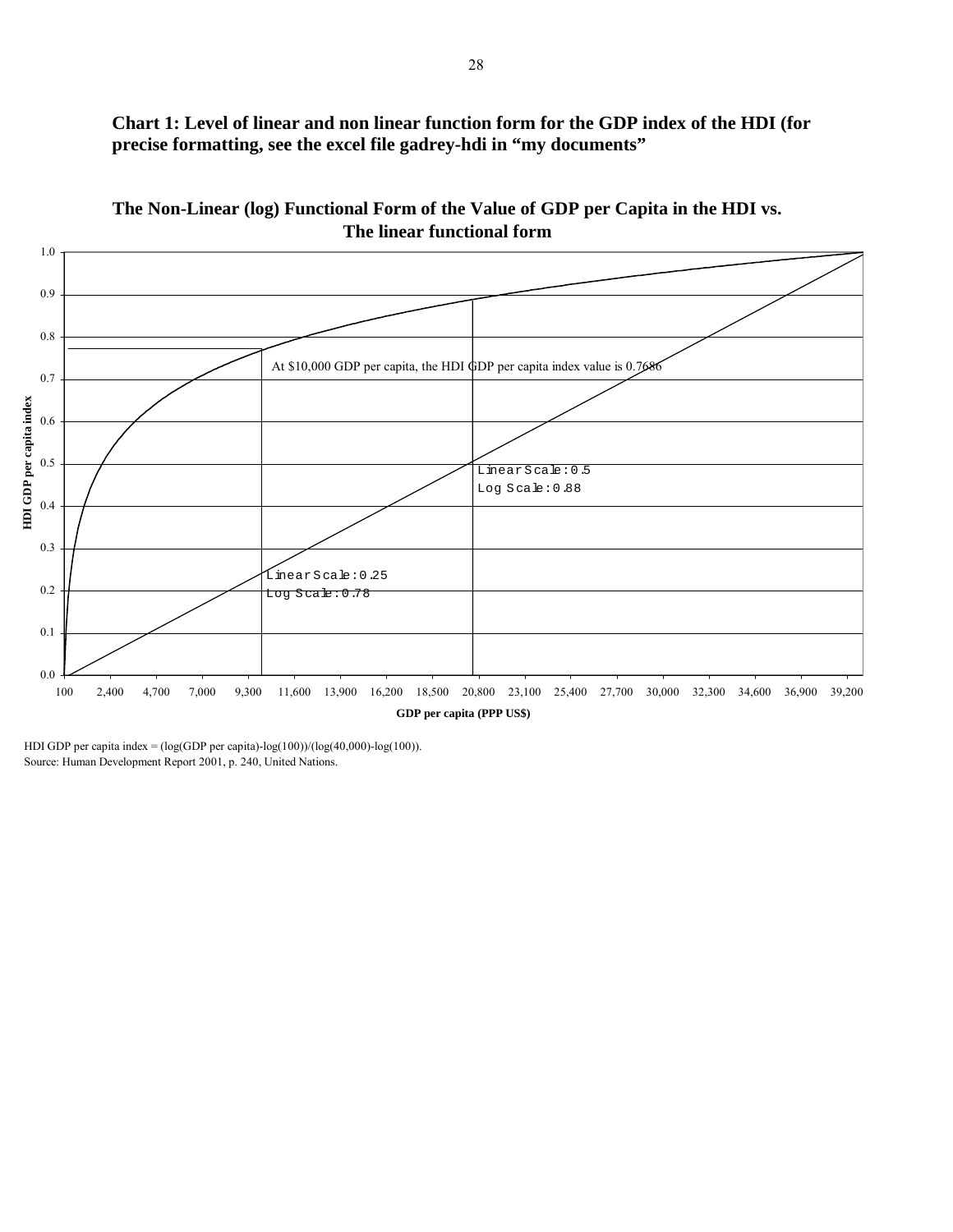**Chart 1: Level of linear and non linear function form for the GDP index of the HDI (for precise formatting, see the excel file gadrey-hdi in "my documents"**

**The Non-Linear (log) Functional Form of the Value of GDP per Capita in the HDI vs. The linear functional form**

At $10,000 GDP per capita, the HDI GDP per capita index value is 0.7686

Linear Scale: 0.25
Log Scale: 0.78

Linear Scale: 0.5
Log Scale: 0.88

HDI GDP per capita index

GDP per capita (PPP US$)

HDI GDP per capita index = (log(GDP per capita)-log(100))/(log(40,000)-log(100)).
Source: Human Development Report 2001, p. 240, United Nations.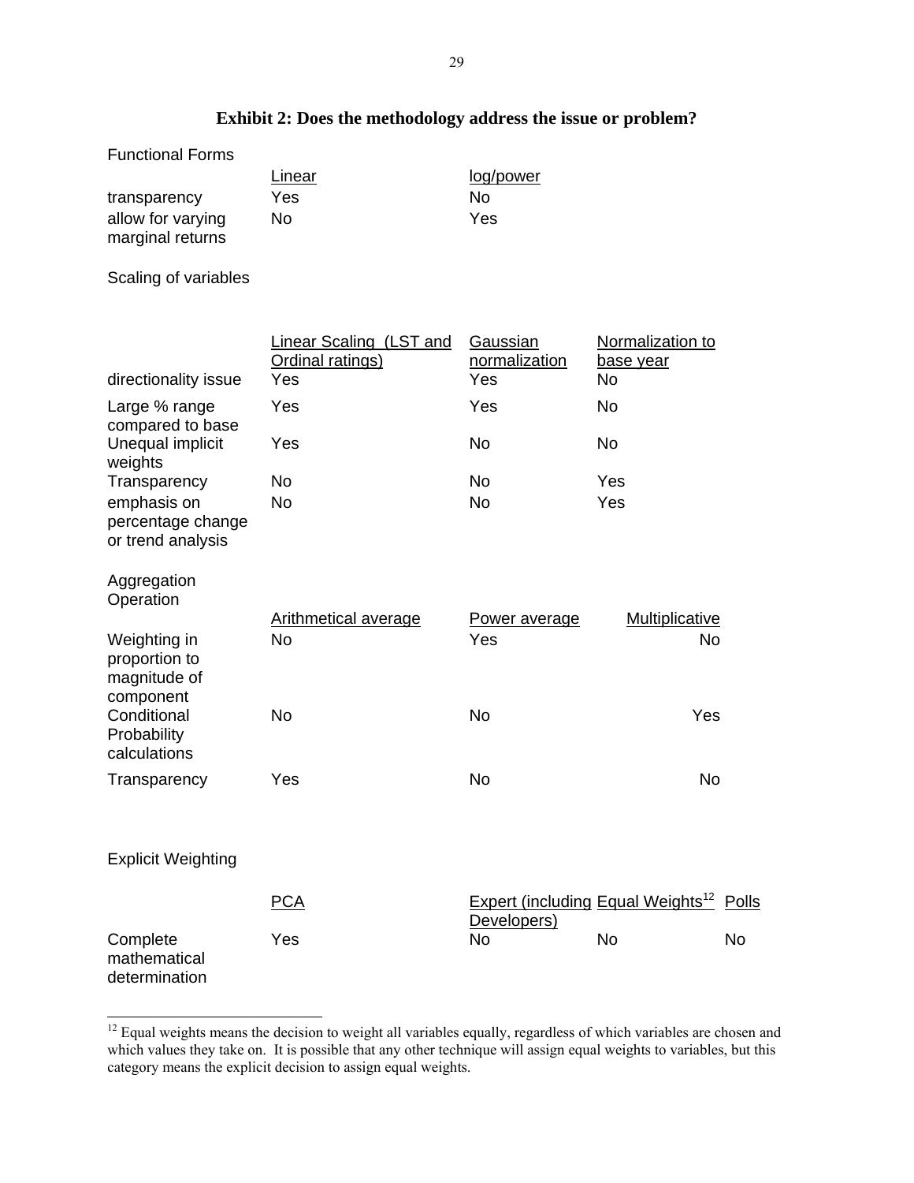## Exhibit 2: Does the methodology address the issue or problem?

Functional Forms

| | Linear | log/power |
|---|---|---|
| transparency | Yes | No |
| allow for varying marginal returns | No | Yes |

Scaling of variables

| | Linear Scaling (LST and Ordinal ratings) | Gaussian normalization | Normalization to base year |
|---|---|---|---|
| directionality issue | Yes | Yes | No |
| Large % range compared to base | Yes | Yes | No |
| Unequal implicit weights | Yes | No | No |
| Transparency | No | No | Yes |
| emphasis on percentage change or trend analysis | No | No | Yes |

Aggregation Operation

| | Arithmetical average | Power average | Multiplicative |
|---|---|---|---|
| Weighting in proportion to magnitude of component | No | Yes | No |
| Conditional Probability calculations | No | No | Yes |
| Transparency | Yes | No | No |

Explicit Weighting

| | PCA | Expert (including Developers) | Equal Weights[12] | Polls |
|---|---|---|---|---|
| Complete mathematical determination | Yes | No | No | No |

[12] Equal weights means the decision to weight all variables equally, regardless of which variables are chosen and which values they take on. It is possible that any other technique will assign equal weights to variables, but this category means the explicit decision to assign equal weights.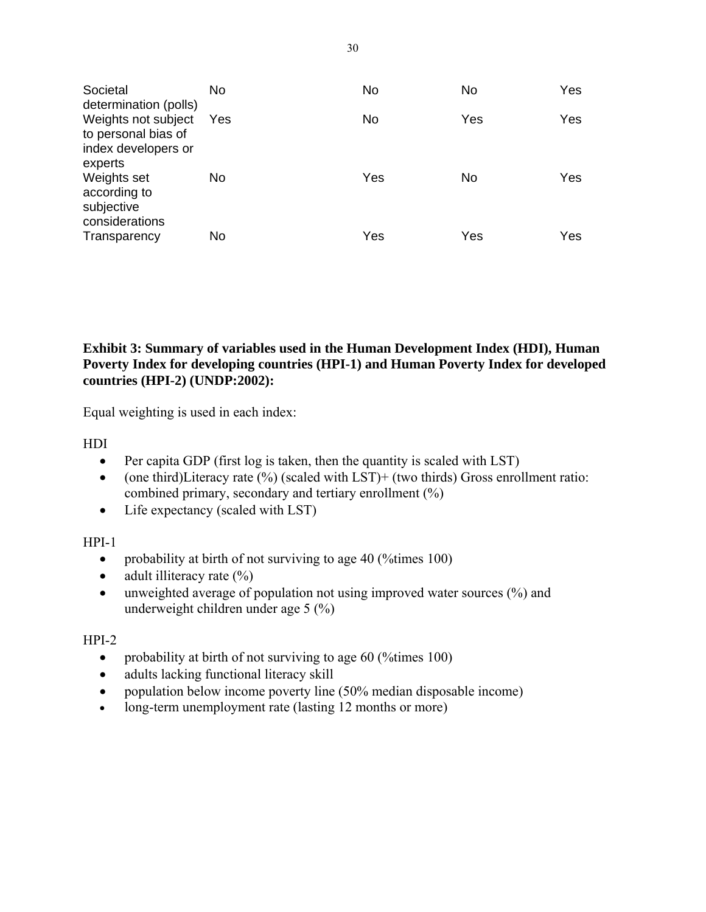| | | | | |
|---|---|---|---|---|
| Societal determination (polls) | No | No | No | Yes |
| Weights not subject to personal bias of index developers or experts | Yes | No | Yes | Yes |
| Weights set according to subjective considerations | No | Yes | No | Yes |
| Transparency | No | Yes | Yes | Yes |

**Exhibit 3: Summary of variables used in the Human Development Index (HDI), Human Poverty Index for developing countries (HPI-1) and Human Poverty Index for developed countries (HPI-2) (UNDP:2002):**

Equal weighting is used in each index:

HDI

- Per capita GDP (first log is taken, then the quantity is scaled with LST)
- (one third)Literacy rate (%) (scaled with LST)+ (two thirds) Gross enrollment ratio: combined primary, secondary and tertiary enrollment (%)
- Life expectancy (scaled with LST)

HPI-1

- probability at birth of not surviving to age 40 (%times 100)
- adult illiteracy rate (%)
- unweighted average of population not using improved water sources (%) and underweight children under age 5 (%)

HPI-2

- probability at birth of not surviving to age 60 (%times 100)
- adults lacking functional literacy skill
- population below income poverty line (50% median disposable income)
- long-term unemployment rate (lasting 12 months or more)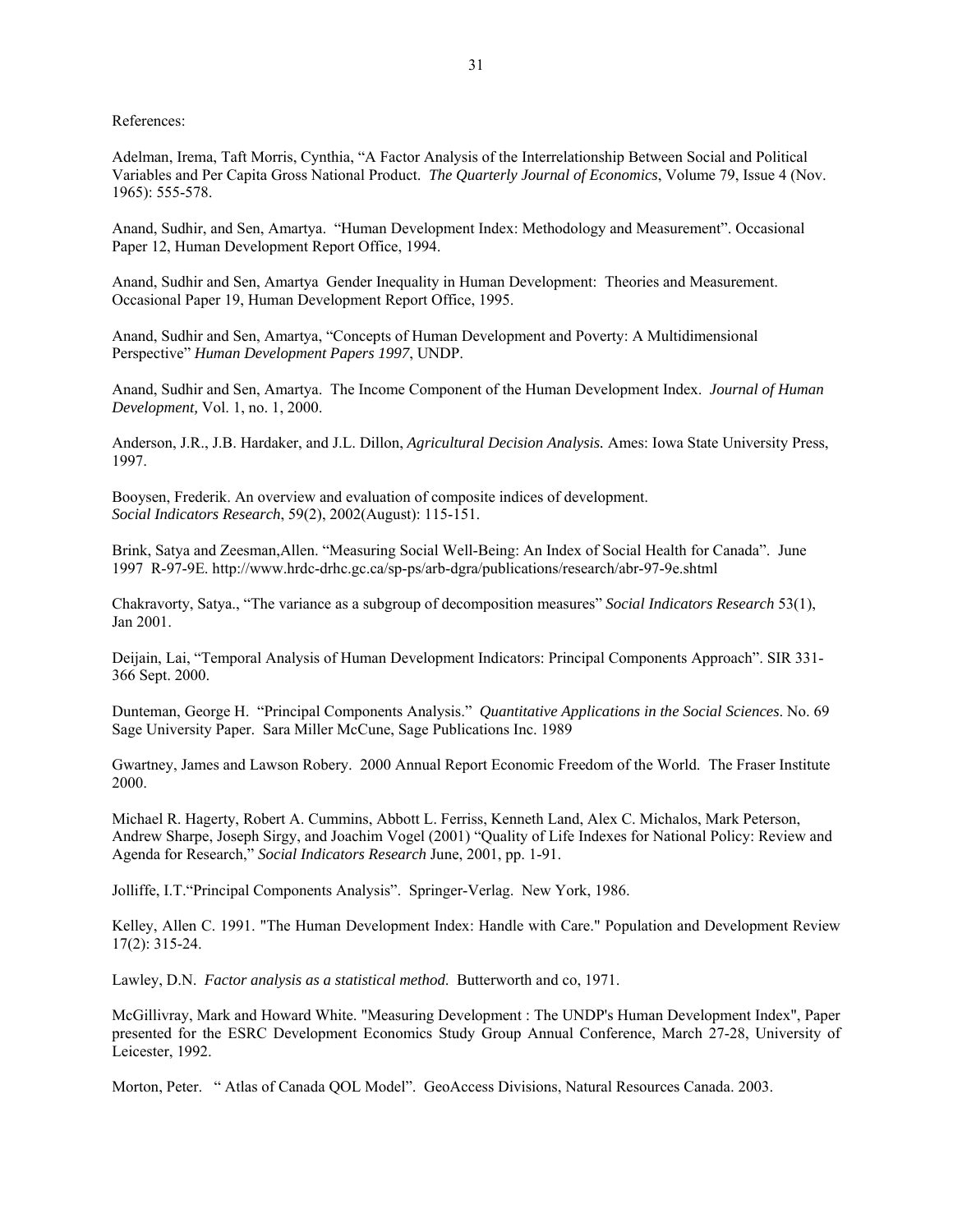References:

Adelman, Irema, Taft Morris, Cynthia, "A Factor Analysis of the Interrelationship Between Social and Political Variables and Per Capita Gross National Product. *The Quarterly Journal of Economics*, Volume 79, Issue 4 (Nov. 1965): 555-578.

Anand, Sudhir, and Sen, Amartya. "Human Development Index: Methodology and Measurement". Occasional Paper 12, Human Development Report Office, 1994.

Anand, Sudhir and Sen, Amartya Gender Inequality in Human Development: Theories and Measurement. Occasional Paper 19, Human Development Report Office, 1995.

Anand, Sudhir and Sen, Amartya, "Concepts of Human Development and Poverty: A Multidimensional Perspective" *Human Development Papers 1997*, UNDP.

Anand, Sudhir and Sen, Amartya. The Income Component of the Human Development Index. *Journal of Human Development,* Vol. 1, no. 1, 2000.

Anderson, J.R., J.B. Hardaker, and J.L. Dillon, *Agricultural Decision Analysis.* Ames: Iowa State University Press, 1997.

Booysen, Frederik. An overview and evaluation of composite indices of development. *Social Indicators Research*, 59(2), 2002(August): 115-151.

Brink, Satya and Zeesman,Allen. "Measuring Social Well-Being: An Index of Social Health for Canada". June 1997 R-97-9E. http://www.hrdc-drhc.gc.ca/sp-ps/arb-dgra/publications/research/abr-97-9e.shtml

Chakravorty, Satya., "The variance as a subgroup of decomposition measures" *Social Indicators Research* 53(1), Jan 2001.

Deijain, Lai, "Temporal Analysis of Human Development Indicators: Principal Components Approach". SIR 331-366 Sept. 2000.

Dunteman, George H. "Principal Components Analysis." *Quantitative Applications in the Social Sciences*. No. 69 Sage University Paper. Sara Miller McCune, Sage Publications Inc. 1989

Gwartney, James and Lawson Robery. 2000 Annual Report Economic Freedom of the World. The Fraser Institute 2000.

Michael R. Hagerty, Robert A. Cummins, Abbott L. Ferriss, Kenneth Land, Alex C. Michalos, Mark Peterson, Andrew Sharpe, Joseph Sirgy, and Joachim Vogel (2001) "Quality of Life Indexes for National Policy: Review and Agenda for Research," *Social Indicators Research* June, 2001, pp. 1-91.

Jolliffe, I.T."Principal Components Analysis". Springer-Verlag. New York, 1986.

Kelley, Allen C. 1991. "The Human Development Index: Handle with Care." Population and Development Review 17(2): 315-24.

Lawley, D.N. *Factor analysis as a statistical method.* Butterworth and co, 1971.

McGillivray, Mark and Howard White. "Measuring Development : The UNDP's Human Development Index", Paper presented for the ESRC Development Economics Study Group Annual Conference, March 27-28, University of Leicester, 1992.

Morton, Peter. " Atlas of Canada QOL Model". GeoAccess Divisions, Natural Resources Canada. 2003.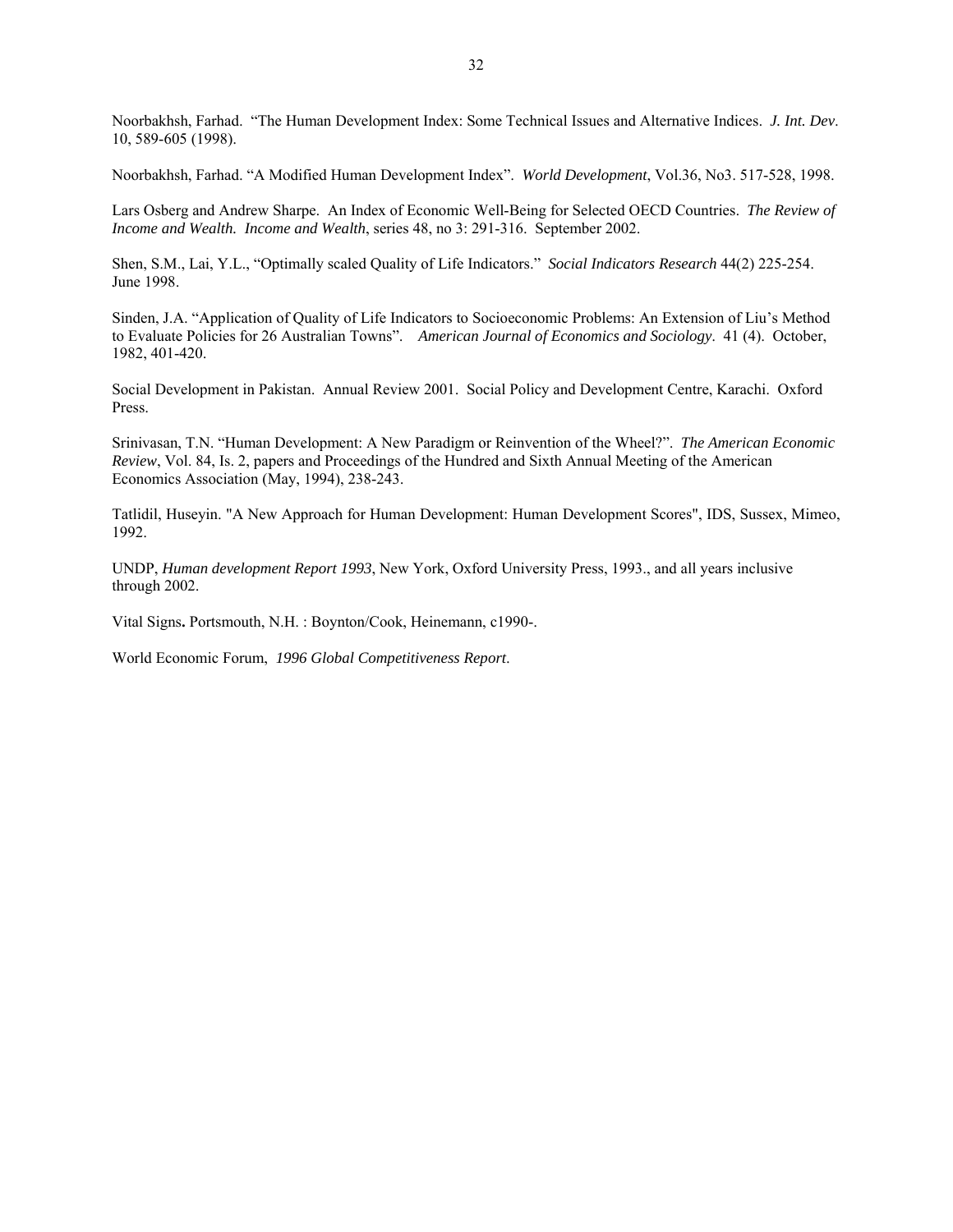Noorbakhsh, Farhad. "The Human Development Index: Some Technical Issues and Alternative Indices. *J. Int. Dev*. 10, 589-605 (1998).

Noorbakhsh, Farhad. "A Modified Human Development Index". *World Development*, Vol.36, No3. 517-528, 1998.

Lars Osberg and Andrew Sharpe. An Index of Economic Well-Being for Selected OECD Countries. *The Review of Income and Wealth. Income and Wealth*, series 48, no 3: 291-316. September 2002.

Shen, S.M., Lai, Y.L., "Optimally scaled Quality of Life Indicators." *Social Indicators Research* 44(2) 225-254. June 1998.

Sinden, J.A. "Application of Quality of Life Indicators to Socioeconomic Problems: An Extension of Liu's Method to Evaluate Policies for 26 Australian Towns". *American Journal of Economics and Sociology*. 41 (4). October, 1982, 401-420.

Social Development in Pakistan. Annual Review 2001. Social Policy and Development Centre, Karachi. Oxford Press.

Srinivasan, T.N. "Human Development: A New Paradigm or Reinvention of the Wheel?". *The American Economic Review*, Vol. 84, Is. 2, papers and Proceedings of the Hundred and Sixth Annual Meeting of the American Economics Association (May, 1994), 238-243.

Tatlidil, Huseyin. "A New Approach for Human Development: Human Development Scores", IDS, Sussex, Mimeo, 1992.

UNDP, *Human development Report 1993*, New York, Oxford University Press, 1993., and all years inclusive through 2002.

Vital Signs**.** Portsmouth, N.H. : Boynton/Cook, Heinemann, c1990-.

World Economic Forum, *1996 Global Competitiveness Report*.